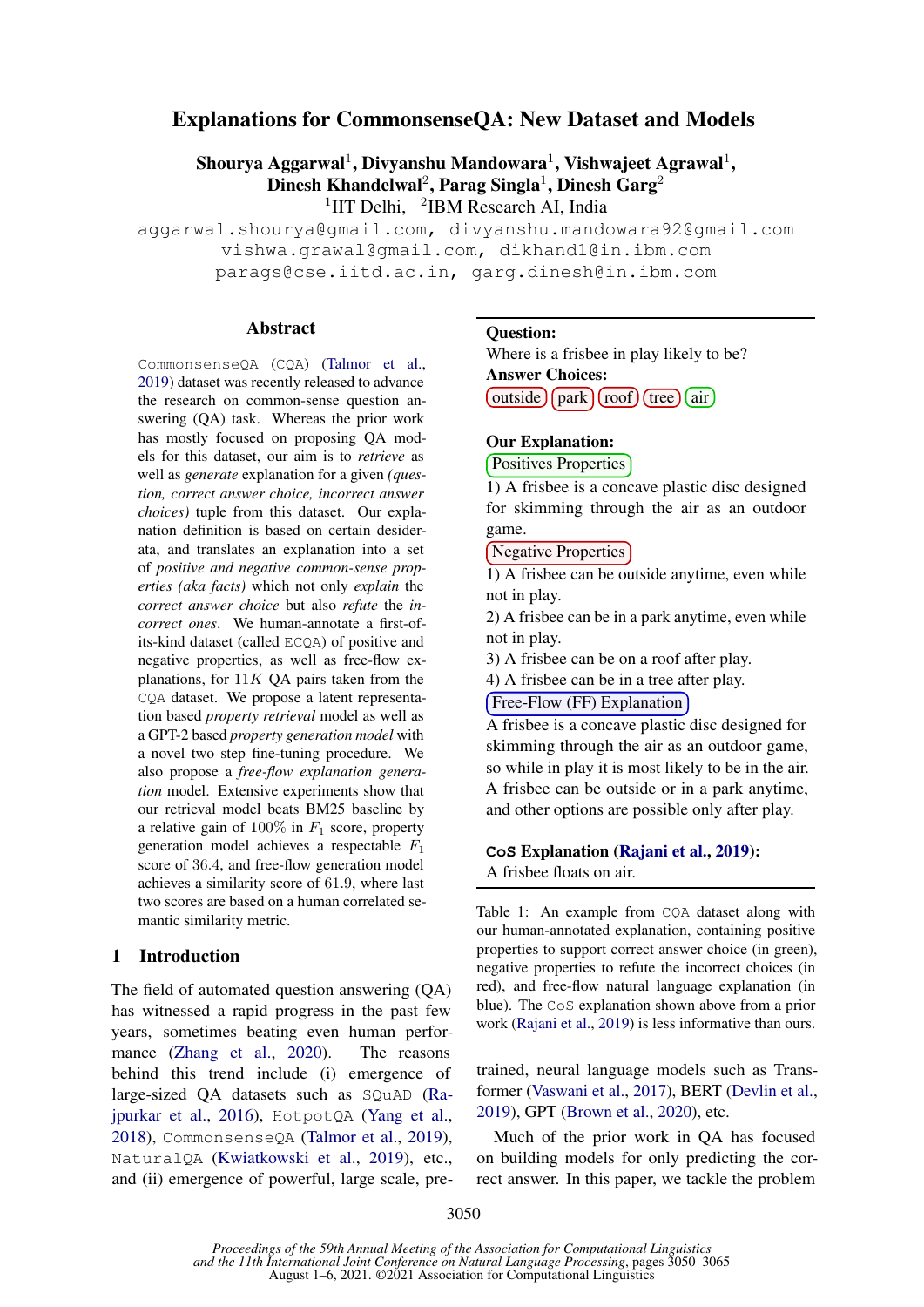# Explanations for CommonsenseQA: New Dataset and Models

**Shourya Aggarwal[1], Divyanshu Mandowara[1], Vishwajeet Agrawal[1], Dinesh Khandelwal[2], Parag Singla[1], Dinesh Garg[2]**

[1]IIT Delhi, [2]IBM Research AI, India

aggarwal.shourya@gmail.com, divyanshu.mandowara92@gmail.com
vishwa.grawal@gmail.com, dikhand1@in.ibm.com
parags@cse.iitd.ac.in, garg.dinesh@in.ibm.com

## Abstract

CommonsenseQA (CQA) (Talmor et al., 2019) dataset was recently released to advance the research on common-sense question answering (QA) task. Whereas the prior work has mostly focused on proposing QA models for this dataset, our aim is to *retrieve* as well as *generate* explanation for a given *(question, correct answer choice, incorrect answer choices)* tuple from this dataset. Our explanation definition is based on certain desiderata, and translates an explanation into a set of *positive and negative common-sense properties (aka facts)* which not only *explain* the *correct answer choice* but also *refute* the *incorrect ones*. We human-annotate a first-of-its-kind dataset (called ECQA) of positive and negative properties, as well as free-flow explanations, for $11K$ QA pairs taken from the CQA dataset. We propose a latent representation based *property retrieval* model as well as a GPT-2 based *property generation model* with a novel two step fine-tuning procedure. We also propose a *free-flow explanation generation* model. Extensive experiments show that our retrieval model beats BM25 baseline by a relative gain of 100% in $F_1$ score, property generation model achieves a respectable $F_1$ score of 36.4, and free-flow generation model achieves a similarity score of 61.9, where last two scores are based on a human correlated semantic similarity metric.

**Question:**
Where is a frisbee in play likely to be?
**Answer Choices:**
outside | park | roof | tree | air

**Our Explanation:**

Positives Properties

1) A frisbee is a concave plastic disc designed for skimming through the air as an outdoor game.

Negative Properties

1) A frisbee can be outside anytime, even while not in play.
2) A frisbee can be in a park anytime, even while not in play.
3) A frisbee can be on a roof after play.
4) A frisbee can be in a tree after play.

Free-Flow (FF) Explanation

A frisbee is a concave plastic disc designed for skimming through the air as an outdoor game, so while in play it is most likely to be in the air. A frisbee can be outside or in a park anytime, and other options are possible only after play.

**CoS Explanation (Rajani et al., 2019):**
A frisbee floats on air.

Table 1: An example from CQA dataset along with our human-annotated explanation, containing positive properties to support correct answer choice (in green), negative properties to refute the incorrect choices (in red), and free-flow natural language explanation (in blue). The CoS explanation shown above from a prior work (Rajani et al., 2019) is less informative than ours.

## 1 Introduction

The field of automated question answering (QA) has witnessed a rapid progress in the past few years, sometimes beating even human performance (Zhang et al., 2020). The reasons behind this trend include (i) emergence of large-sized QA datasets such as SQuAD (Rajpurkar et al., 2016), HotpotQA (Yang et al., 2018), CommonsenseQA (Talmor et al., 2019), NaturalQA (Kwiatkowski et al., 2019), etc., and (ii) emergence of powerful, large scale, pre-trained, neural language models such as Transformer (Vaswani et al., 2017), BERT (Devlin et al., 2019), GPT (Brown et al., 2020), etc.

Much of the prior work in QA has focused on building models for only predicting the correct answer. In this paper, we tackle the problem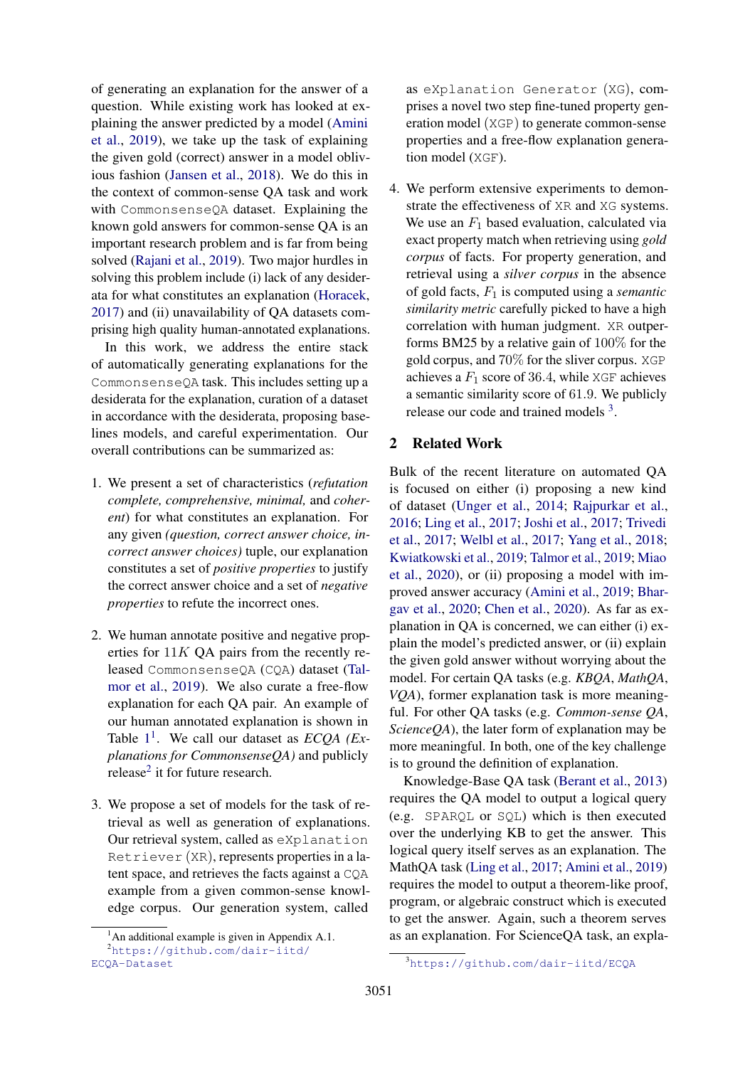of generating an explanation for the answer of a question. While existing work has looked at explaining the answer predicted by a model (Amini et al., 2019), we take up the task of explaining the given gold (correct) answer in a model oblivious fashion (Jansen et al., 2018). We do this in the context of common-sense QA task and work with `CommonsenseQA` dataset. Explaining the known gold answers for common-sense QA is an important research problem and is far from being solved (Rajani et al., 2019). Two major hurdles in solving this problem include (i) lack of any desiderata for what constitutes an explanation (Horacek, 2017) and (ii) unavailability of QA datasets comprising high quality human-annotated explanations.

In this work, we address the entire stack of automatically generating explanations for the `CommonsenseQA` task. This includes setting up a desiderata for the explanation, curation of a dataset in accordance with the desiderata, proposing baselines models, and careful experimentation. Our overall contributions can be summarized as:

1. We present a set of characteristics (*refutation complete, comprehensive, minimal,* and *coherent*) for what constitutes an explanation. For any given *(question, correct answer choice, incorrect answer choices)* tuple, our explanation constitutes a set of *positive properties* to justify the correct answer choice and a set of *negative properties* to refute the incorrect ones.

2. We human annotate positive and negative properties for $11K$ QA pairs from the recently released `CommonsenseQA` (`CQA`) dataset (Talmor et al., 2019). We also curate a free-flow explanation for each QA pair. An example of our human annotated explanation is shown in Table 1[1]. We call our dataset as *ECQA (Explanations for CommonsenseQA)* and publicly release[2] it for future research.

3. We propose a set of models for the task of retrieval as well as generation of explanations. Our retrieval system, called as `eXplanation Retriever` (`XR`), represents properties in a latent space, and retrieves the facts against a `CQA` example from a given common-sense knowledge corpus. Our generation system, called as `eXplanation Generator` (`XG`), comprises a novel two step fine-tuned property generation model (`XGP`) to generate common-sense properties and a free-flow explanation generation model (`XGF`).

4. We perform extensive experiments to demonstrate the effectiveness of `XR` and `XG` systems. We use an $F_1$ based evaluation, calculated via exact property match when retrieving using *gold corpus* of facts. For property generation, and retrieval using a *silver corpus* in the absence of gold facts, $F_1$ is computed using a *semantic similarity metric* carefully picked to have a high correlation with human judgment. `XR` outperforms BM25 by a relative gain of $100\%$ for the gold corpus, and $70\%$ for the sliver corpus. `XGP` achieves a $F_1$ score of $36.4$, while `XGF` achieves a semantic similarity score of $61.9$. We publicly release our code and trained models [3].

## 2 Related Work

Bulk of the recent literature on automated QA is focused on either (i) proposing a new kind of dataset (Unger et al., 2014; Rajpurkar et al., 2016; Ling et al., 2017; Joshi et al., 2017; Trivedi et al., 2017; Welbl et al., 2017; Yang et al., 2018; Kwiatkowski et al., 2019; Talmor et al., 2019; Miao et al., 2020), or (ii) proposing a model with improved answer accuracy (Amini et al., 2019; Bhargav et al., 2020; Chen et al., 2020). As far as explanation in QA is concerned, we can either (i) explain the model's predicted answer, or (ii) explain the given gold answer without worrying about the model. For certain QA tasks (e.g. *KBQA*, *MathQA*, *VQA*), former explanation task is more meaningful. For other QA tasks (e.g. *Common-sense QA*, *ScienceQA*), the later form of explanation may be more meaningful. In both, one of the key challenge is to ground the definition of explanation.

Knowledge-Base QA task (Berant et al., 2013) requires the QA model to output a logical query (e.g. `SPARQL` or `SQL`) which is then executed over the underlying KB to get the answer. This logical query itself serves as an explanation. The MathQA task (Ling et al., 2017; Amini et al., 2019) requires the model to output a theorem-like proof, program, or algebraic construct which is executed to get the answer. Again, such a theorem serves as an explanation. For ScienceQA task, an expla-

[1] An additional example is given in Appendix A.1.

[2] https://github.com/dair-iitd/ECQA-Dataset

[3] https://github.com/dair-iitd/ECQA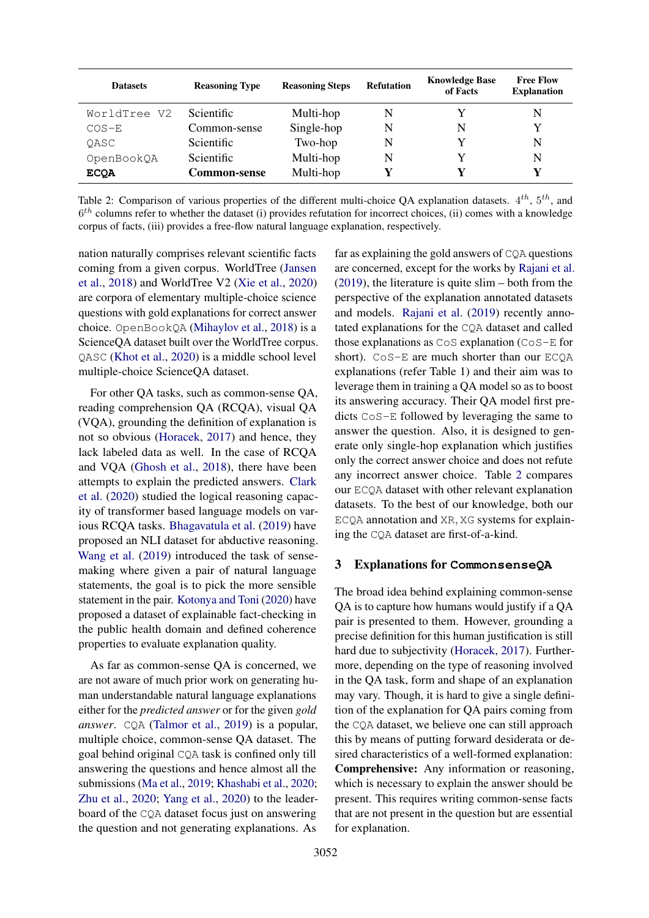| Datasets | Reasoning Type | Reasoning Steps | Refutation | Knowledge Base of Facts | Free Flow Explanation |
|---|---|---|---|---|---|
| WorldTree V2 | Scientific | Multi-hop | N | Y | N |
| COS-E | Common-sense | Single-hop | N | N | Y |
| QASC | Scientific | Two-hop | N | Y | N |
| OpenBookQA | Scientific | Multi-hop | N | Y | N |
| **ECQA** | **Common-sense** | Multi-hop | **Y** | **Y** | **Y** |

Table 2: Comparison of various properties of the different multi-choice QA explanation datasets. $4^{th}$, $5^{th}$, and $6^{th}$ columns refer to whether the dataset (i) provides refutation for incorrect choices, (ii) comes with a knowledge corpus of facts, (iii) provides a free-flow natural language explanation, respectively.

nation naturally comprises relevant scientific facts coming from a given corpus. WorldTree (Jansen et al., 2018) and WorldTree V2 (Xie et al., 2020) are corpora of elementary multiple-choice science questions with gold explanations for correct answer choice. OpenBookQA (Mihaylov et al., 2018) is a ScienceQA dataset built over the WorldTree corpus. QASC (Khot et al., 2020) is a middle school level multiple-choice ScienceQA dataset.

For other QA tasks, such as common-sense QA, reading comprehension QA (RCQA), visual QA (VQA), grounding the definition of explanation is not so obvious (Horacek, 2017) and hence, they lack labeled data as well. In the case of RCQA and VQA (Ghosh et al., 2018), there have been attempts to explain the predicted answers. Clark et al. (2020) studied the logical reasoning capacity of transformer based language models on various RCQA tasks. Bhagavatula et al. (2019) have proposed an NLI dataset for abductive reasoning. Wang et al. (2019) introduced the task of sense-making where given a pair of natural language statements, the goal is to pick the more sensible statement in the pair. Kotonya and Toni (2020) have proposed a dataset of explainable fact-checking in the public health domain and defined coherence properties to evaluate explanation quality.

As far as common-sense QA is concerned, we are not aware of much prior work on generating human understandable natural language explanations either for the *predicted answer* or for the given *gold answer*. CQA (Talmor et al., 2019) is a popular, multiple choice, common-sense QA dataset. The goal behind original CQA task is confined only till answering the questions and hence almost all the submissions (Ma et al., 2019; Khashabi et al., 2020; Zhu et al., 2020; Yang et al., 2020) to the leaderboard of the CQA dataset focus just on answering the question and not generating explanations. As far as explaining the gold answers of CQA questions are concerned, except for the works by Rajani et al. (2019), the literature is quite slim – both from the perspective of the explanation annotated datasets and models. Rajani et al. (2019) recently annotated explanations for the CQA dataset and called those explanations as CoS explanation (CoS-E for short). CoS-E are much shorter than our ECQA explanations (refer Table 1) and their aim was to leverage them in training a QA model so as to boost its answering accuracy. Their QA model first predicts CoS-E followed by leveraging the same to answer the question. Also, it is designed to generate only single-hop explanation which justifies only the correct answer choice and does not refute any incorrect answer choice. Table 2 compares our ECQA dataset with other relevant explanation datasets. To the best of our knowledge, both our ECQA annotation and XR, XG systems for explaining the CQA dataset are first-of-a-kind.

## 3 Explanations for CommonsenseQA

The broad idea behind explaining common-sense QA is to capture how humans would justify if a QA pair is presented to them. However, grounding a precise definition for this human justification is still hard due to subjectivity (Horacek, 2017). Furthermore, depending on the type of reasoning involved in the QA task, form and shape of an explanation may vary. Though, it is hard to give a single definition of the explanation for QA pairs coming from the CQA dataset, we believe one can still approach this by means of putting forward desiderata or desired characteristics of a well-formed explanation:

**Comprehensive:** Any information or reasoning, which is necessary to explain the answer should be present. This requires writing common-sense facts that are not present in the question but are essential for explanation.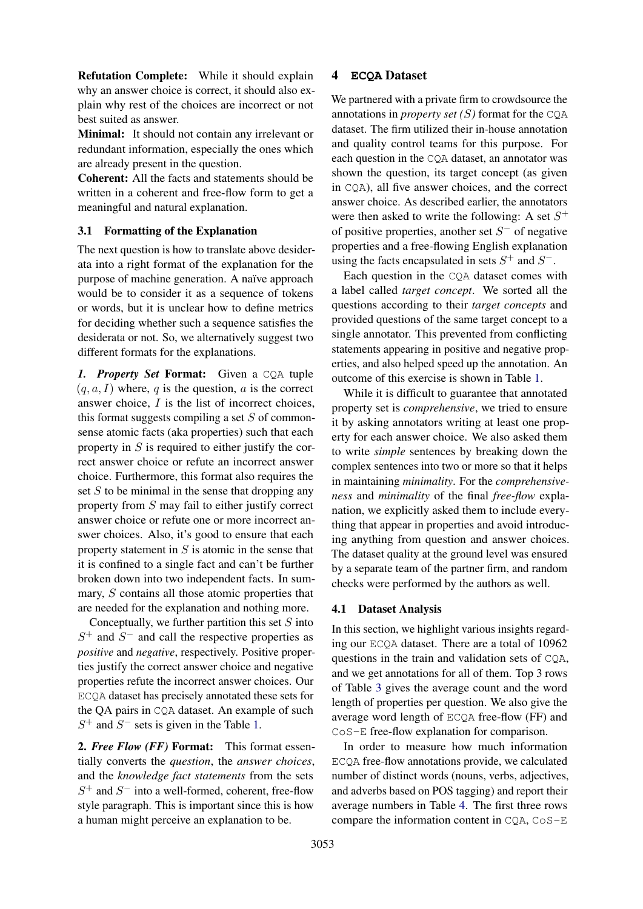**Refutation Complete:** While it should explain why an answer choice is correct, it should also explain why rest of the choices are incorrect or not best suited as answer.

**Minimal:** It should not contain any irrelevant or redundant information, especially the ones which are already present in the question.

**Coherent:** All the facts and statements should be written in a coherent and free-flow form to get a meaningful and natural explanation.

### 3.1 Formatting of the Explanation

The next question is how to translate above desiderata into a right format of the explanation for the purpose of machine generation. A naïve approach would be to consider it as a sequence of tokens or words, but it is unclear how to define metrics for deciding whether such a sequence satisfies the desiderata or not. So, we alternatively suggest two different formats for the explanations.

***1. Property Set* Format:** Given a CQA tuple $(q, a, I)$ where, $q$ is the question, $a$ is the correct answer choice, $I$ is the list of incorrect choices, this format suggests compiling a set $S$ of commonsense atomic facts (aka properties) such that each property in $S$ is required to either justify the correct answer choice or refute an incorrect answer choice. Furthermore, this format also requires the set $S$ to be minimal in the sense that dropping any property from $S$ may fail to either justify correct answer choice or refute one or more incorrect answer choices. Also, it's good to ensure that each property statement in $S$ is atomic in the sense that it is confined to a single fact and can't be further broken down into two independent facts. In summary, $S$ contains all those atomic properties that are needed for the explanation and nothing more.

Conceptually, we further partition this set $S$ into $S^+$ and $S^-$ and call the respective properties as *positive* and *negative*, respectively. Positive properties justify the correct answer choice and negative properties refute the incorrect answer choices. Our ECQA dataset has precisely annotated these sets for the QA pairs in CQA dataset. An example of such $S^+$ and $S^-$ sets is given in the Table 1.

**2. *Free Flow (FF)* Format:** This format essentially converts the *question*, the *answer choices*, and the *knowledge fact statements* from the sets $S^+$ and $S^-$ into a well-formed, coherent, free-flow style paragraph. This is important since this is how a human might perceive an explanation to be.

## 4 ECQA Dataset

We partnered with a private firm to crowdsource the annotations in *property set (S)* format for the CQA dataset. The firm utilized their in-house annotation and quality control teams for this purpose. For each question in the CQA dataset, an annotator was shown the question, its target concept (as given in CQA), all five answer choices, and the correct answer choice. As described earlier, the annotators were then asked to write the following: A set $S^+$ of positive properties, another set $S^-$ of negative properties and a free-flowing English explanation using the facts encapsulated in sets $S^+$ and $S^-$.

Each question in the CQA dataset comes with a label called *target concept*. We sorted all the questions according to their *target concepts* and provided questions of the same target concept to a single annotator. This prevented from conflicting statements appearing in positive and negative properties, and also helped speed up the annotation. An outcome of this exercise is shown in Table 1.

While it is difficult to guarantee that annotated property set is *comprehensive*, we tried to ensure it by asking annotators writing at least one property for each answer choice. We also asked them to write *simple* sentences by breaking down the complex sentences into two or more so that it helps in maintaining *minimality*. For the *comprehensiveness* and *minimality* of the final *free-flow* explanation, we explicitly asked them to include everything that appear in properties and avoid introducing anything from question and answer choices. The dataset quality at the ground level was ensured by a separate team of the partner firm, and random checks were performed by the authors as well.

### 4.1 Dataset Analysis

In this section, we highlight various insights regarding our ECQA dataset. There are a total of 10962 questions in the train and validation sets of CQA, and we get annotations for all of them. Top 3 rows of Table 3 gives the average count and the word length of properties per question. We also give the average word length of ECQA free-flow (FF) and CoS-E free-flow explanation for comparison.

In order to measure how much information ECQA free-flow annotations provide, we calculated number of distinct words (nouns, verbs, adjectives, and adverbs based on POS tagging) and report their average numbers in Table 4. The first three rows compare the information content in CQA, CoS-E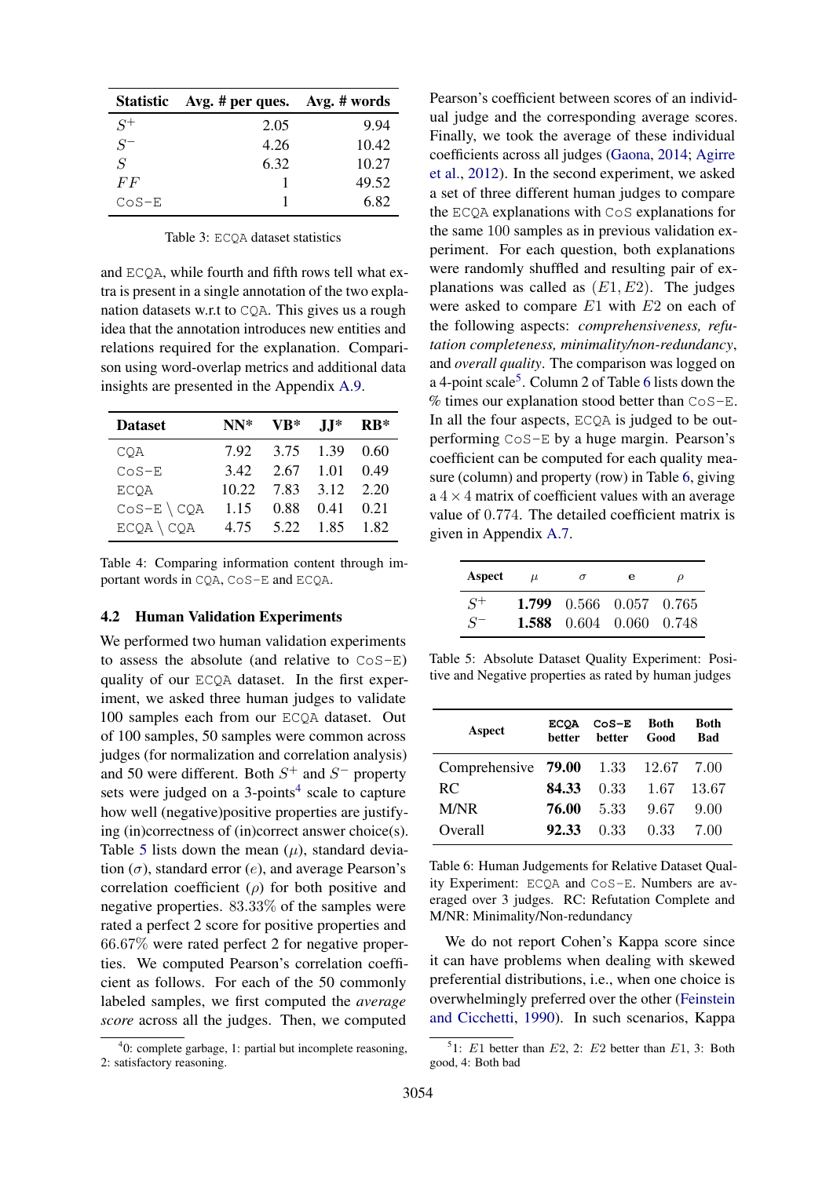| Statistic | Avg. # per ques. | Avg. # words |
|---|---|---|
| $S^+$ | 2.05 | 9.94 |
| $S^-$ | 4.26 | 10.42 |
| $S$ | 6.32 | 10.27 |
| $FF$ | 1 | 49.52 |
| CoS-E | 1 | 6.82 |

Table 3: ECQA dataset statistics

and ECQA, while fourth and fifth rows tell what extra is present in a single annotation of the two explanation datasets w.r.t to CQA. This gives us a rough idea that the annotation introduces new entities and relations required for the explanation. Comparison using word-overlap metrics and additional data insights are presented in the Appendix A.9.

| Dataset | NN* | VB* | JJ* | RB* |
|---|---|---|---|---|
| CQA | 7.92 | 3.75 | 1.39 | 0.60 |
| CoS-E | 3.42 | 2.67 | 1.01 | 0.49 |
| ECQA | 10.22 | 7.83 | 3.12 | 2.20 |
| CoS-E $\setminus$ CQA | 1.15 | 0.88 | 0.41 | 0.21 |
| ECQA $\setminus$ CQA | 4.75 | 5.22 | 1.85 | 1.82 |

Table 4: Comparing information content through important words in CQA, CoS-E and ECQA.

### 4.2 Human Validation Experiments

We performed two human validation experiments to assess the absolute (and relative to CoS-E) quality of our ECQA dataset. In the first experiment, we asked three human judges to validate 100 samples each from our ECQA dataset. Out of 100 samples, 50 samples were common across judges (for normalization and correlation analysis) and 50 were different. Both $S^+$ and $S^-$ property sets were judged on a 3-points[4] scale to capture how well (negative)positive properties are justifying (in)correctness of (in)correct answer choice(s). Table 5 lists down the mean ($\mu$), standard deviation ($\sigma$), standard error ($e$), and average Pearson's correlation coefficient ($\rho$) for both positive and negative properties. 83.33% of the samples were rated a perfect 2 score for positive properties and 66.67% were rated perfect 2 for negative properties. We computed Pearson's correlation coefficient as follows. For each of the 50 commonly labeled samples, we first computed the *average score* across all the judges. Then, we computed Pearson's coefficient between scores of an individual judge and the corresponding average scores. Finally, we took the average of these individual coefficients across all judges (Gaona, 2014; Agirre et al., 2012). In the second experiment, we asked a set of three different human judges to compare the ECQA explanations with CoS explanations for the same 100 samples as in previous validation experiment. For each question, both explanations were randomly shuffled and resulting pair of explanations was called as $(E1, E2)$. The judges were asked to compare $E1$ with $E2$ on each of the following aspects: *comprehensiveness, refutation completeness, minimality/non-redundancy*, and *overall quality*. The comparison was logged on a 4-point scale[5]. Column 2 of Table 6 lists down the % times our explanation stood better than CoS-E. In all the four aspects, ECQA is judged to be outperforming CoS-E by a huge margin. Pearson's coefficient can be computed for each quality measure (column) and property (row) in Table 6, giving a $4 \times 4$ matrix of coefficient values with an average value of 0.774. The detailed coefficient matrix is given in Appendix A.7.

| Aspect | $\mu$ | $\sigma$ | e | $\rho$ |
|---|---|---|---|---|
| $S^+$ | **1.799** | 0.566 | 0.057 | 0.765 |
| $S^-$ | **1.588** | 0.604 | 0.060 | 0.748 |

Table 5: Absolute Dataset Quality Experiment: Positive and Negative properties as rated by human judges

| Aspect | ECQA better | CoS-E better | Both Good | Both Bad |
|---|---|---|---|---|
| Comprehensive | **79.00** | 1.33 | 12.67 | 7.00 |
| RC | **84.33** | 0.33 | 1.67 | 13.67 |
| M/NR | **76.00** | 5.33 | 9.67 | 9.00 |
| Overall | **92.33** | 0.33 | 0.33 | 7.00 |

Table 6: Human Judgements for Relative Dataset Quality Experiment: ECQA and CoS-E. Numbers are averaged over 3 judges. RC: Refutation Complete and M/NR: Minimality/Non-redundancy

We do not report Cohen's Kappa score since it can have problems when dealing with skewed preferential distributions, i.e., when one choice is overwhelmingly preferred over the other (Feinstein and Cicchetti, 1990). In such scenarios, Kappa

[4] 0: complete garbage, 1: partial but incomplete reasoning, 2: satisfactory reasoning.

[5] 1: $E1$ better than $E2$, 2: $E2$ better than $E1$, 3: Both good, 4: Both bad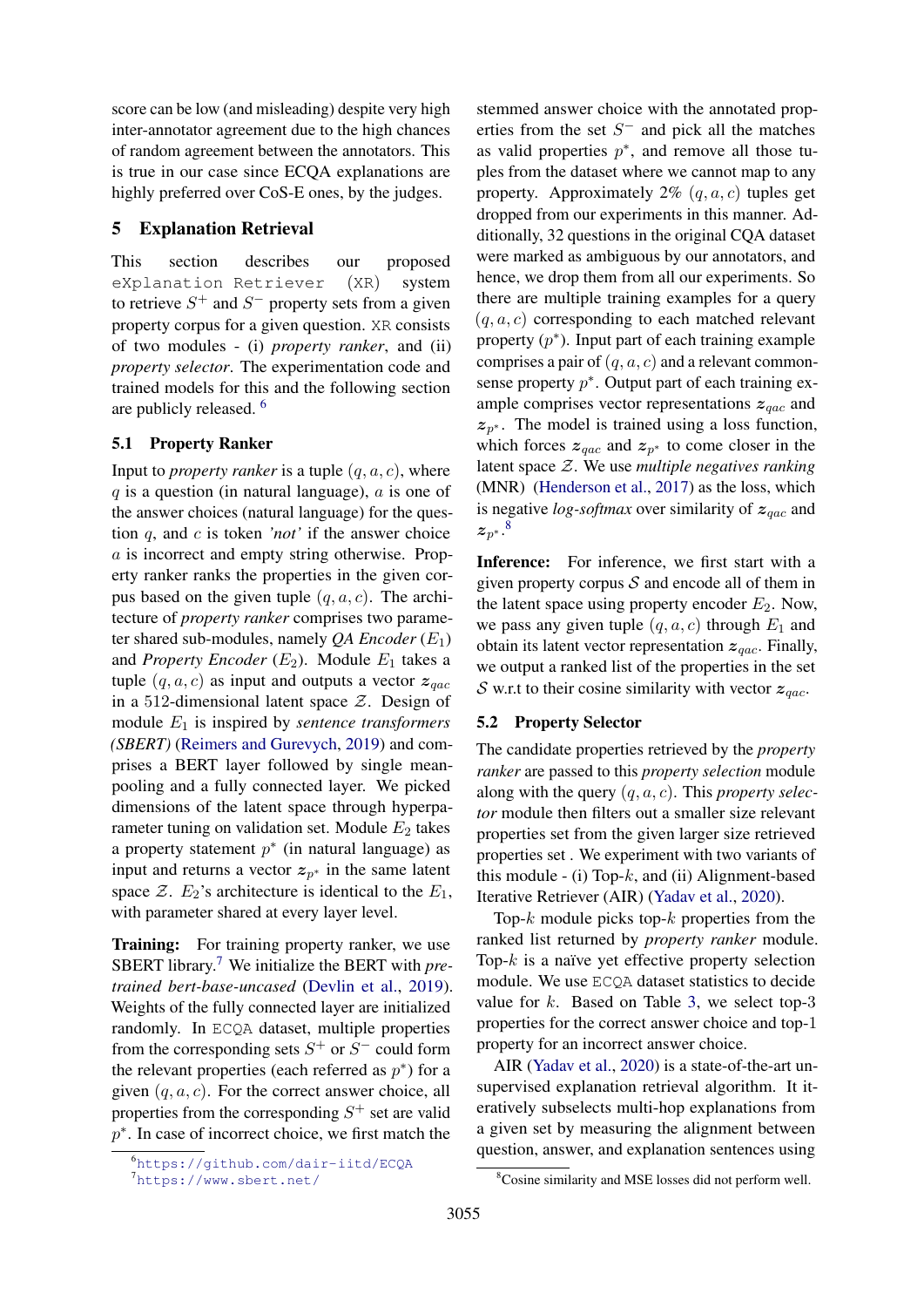score can be low (and misleading) despite very high inter-annotator agreement due to the high chances of random agreement between the annotators. This is true in our case since ECQA explanations are highly preferred over CoS-E ones, by the judges.

## 5 Explanation Retrieval

This section describes our proposed `eXplanation Retriever (XR)` system to retrieve $S^+$ and $S^-$ property sets from a given property corpus for a given question. `XR` consists of two modules - (i) *property ranker*, and (ii) *property selector*. The experimentation code and trained models for this and the following section are publicly released. [6]

### 5.1 Property Ranker

Input to *property ranker* is a tuple $(q, a, c)$, where $q$ is a question (in natural language), $a$ is one of the answer choices (natural language) for the question $q$, and $c$ is token *'not'* if the answer choice $a$ is incorrect and empty string otherwise. Property ranker ranks the properties in the given corpus based on the given tuple $(q, a, c)$. The architecture of *property ranker* comprises two parameter shared sub-modules, namely *QA Encoder* ($E_1$) and *Property Encoder* ($E_2$). Module $E_1$ takes a tuple $(q, a, c)$ as input and outputs a vector $\boldsymbol{z}_{qac}$ in a 512-dimensional latent space $\mathcal{Z}$. Design of module $E_1$ is inspired by *sentence transformers (SBERT)* (Reimers and Gurevych, 2019) and comprises a BERT layer followed by single mean-pooling and a fully connected layer. We picked dimensions of the latent space through hyperparameter tuning on validation set. Module $E_2$ takes a property statement $p^*$ (in natural language) as input and returns a vector $\boldsymbol{z}_{p^*}$ in the same latent space $\mathcal{Z}$. $E_2$'s architecture is identical to the $E_1$, with parameter shared at every layer level.

**Training:** For training property ranker, we use SBERT library.[7] We initialize the BERT with *pre-trained bert-base-uncased* (Devlin et al., 2019). Weights of the fully connected layer are initialized randomly. In `ECQA` dataset, multiple properties from the corresponding sets $S^+$ or $S^-$ could form the relevant properties (each referred as $p^*$) for a given $(q, a)$. For the correct answer choice, all properties from the corresponding $S^+$ set are valid $p^*$. In case of incorrect choice, we first match the stemmed answer choice with the annotated properties from the set $S^-$ and pick all the matches as valid properties $p^*$, and remove all those tuples from the dataset where we cannot map to any property. Approximately 2% $(q, a, c)$ tuples get dropped from our experiments in this manner. Additionally, 32 questions in the original CQA dataset were marked as ambiguous by our annotators, and hence, we drop them from all our experiments. So there are multiple training examples for a query $(q, a, c)$ corresponding to each matched relevant property ($p^*$). Input part of each training example comprises a pair of $(q, a, c)$ and a relevant commonsense property $p^*$. Output part of each training example comprises vector representations $\boldsymbol{z}_{qac}$ and $\boldsymbol{z}_{p^*}$. The model is trained using a loss function, which forces $\boldsymbol{z}_{qac}$ and $\boldsymbol{z}_{p^*}$ to come closer in the latent space $\mathcal{Z}$. We use *multiple negatives ranking* (MNR) (Henderson et al., 2017) as the loss, which is negative *log-softmax* over similarity of $\boldsymbol{z}_{qac}$ and $\boldsymbol{z}_{p^*}$.[8]

**Inference:** For inference, we first start with a given property corpus $\mathcal{S}$ and encode all of them in the latent space using property encoder $E_2$. Now, we pass any given tuple $(q, a, c)$ through $E_1$ and obtain its latent vector representation $\boldsymbol{z}_{qac}$. Finally, we output a ranked list of the properties in the set $\mathcal{S}$ w.r.t their cosine similarity with vector $\boldsymbol{z}_{qac}$.

### 5.2 Property Selector

The candidate properties retrieved by the *property ranker* are passed to this *property selection* module along with the query $(q, a, c)$. This *property selector* module then filters out a smaller size relevant properties set from the given larger size retrieved properties set . We experiment with two variants of this module - (i) Top-$k$, and (ii) Alignment-based Iterative Retriever (AIR) (Yadav et al., 2020).

Top-$k$ module picks top-$k$ properties from the ranked list returned by *property ranker* module. Top-$k$ is a naïve yet effective property selection module. We use `ECQA` dataset statistics to decide value for $k$. Based on Table 3, we select top-3 properties for the correct answer choice and top-1 property for an incorrect answer choice.

AIR (Yadav et al., 2020) is a state-of-the-art unsupervised explanation retrieval algorithm. It iteratively subselects multi-hop explanations from a given set by measuring the alignment between question, answer, and explanation sentences using

[6] https://github.com/dair-iitd/ECQA

[7] https://www.sbert.net/

[8] Cosine similarity and MSE losses did not perform well.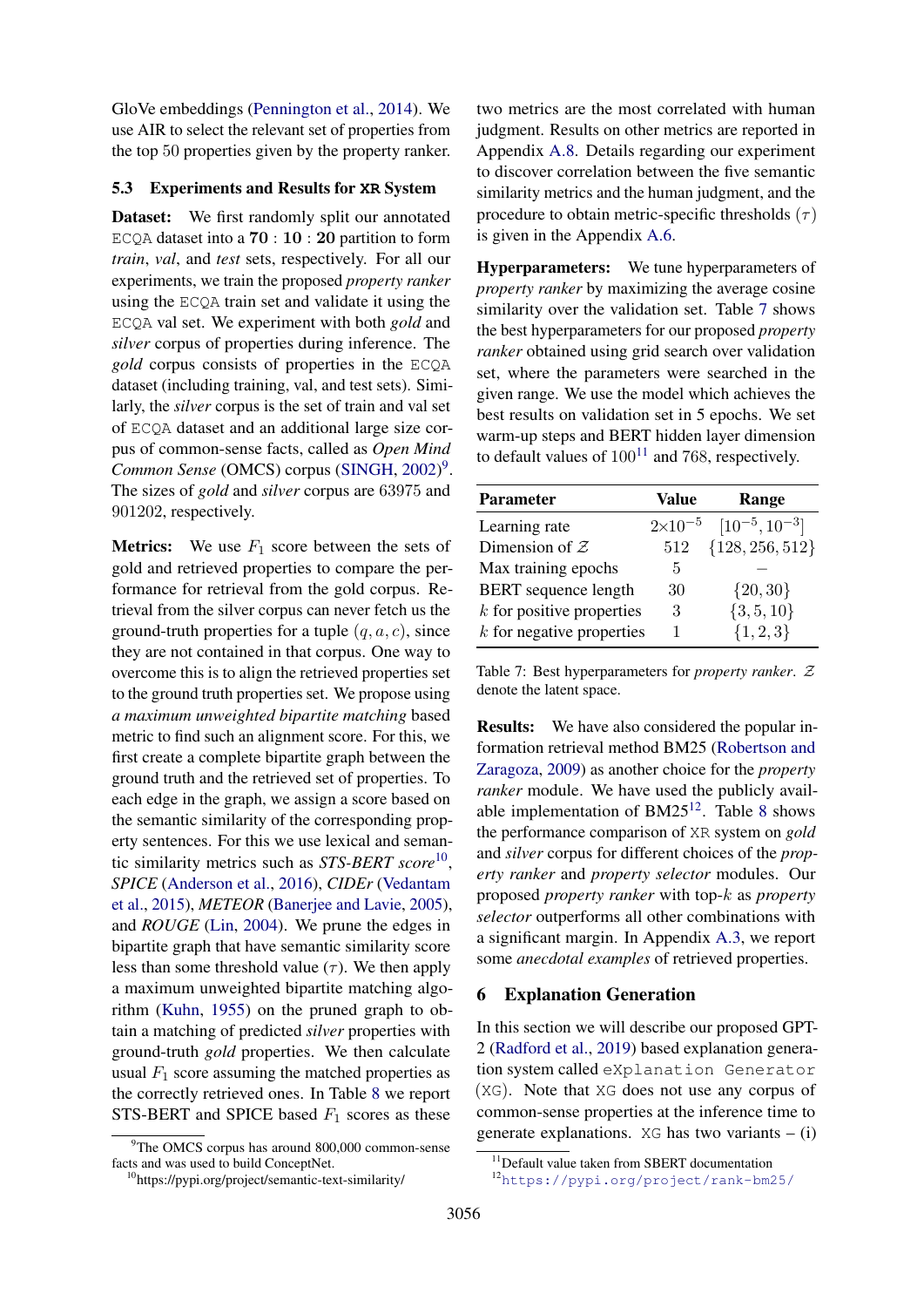GloVe embeddings (Pennington et al., 2014). We use AIR to select the relevant set of properties from the top 50 properties given by the property ranker.

### 5.3 Experiments and Results for XR System

**Dataset:** We first randomly split our annotated ECQA dataset into a **70** : **10** : **20** partition to form *train*, *val*, and *test* sets, respectively. For all our experiments, we train the proposed *property ranker* using the ECQA train set and validate it using the ECQA val set. We experiment with both *gold* and *silver* corpus of properties during inference. The *gold* corpus consists of properties in the ECQA dataset (including training, val, and test sets). Similarly, the *silver* corpus is the set of train and val set of ECQA dataset and an additional large size corpus of common-sense facts, called as *Open Mind Common Sense* (OMCS) corpus (SINGH, 2002)[9]. The sizes of *gold* and *silver* corpus are 63975 and 901202, respectively.

**Metrics:** We use $F_1$ score between the sets of gold and retrieved properties to compare the performance for retrieval from the gold corpus. Retrieval from the silver corpus can never fetch us the ground-truth properties for a tuple $(q, a, c)$, since they are not contained in that corpus. One way to overcome this is to align the retrieved properties set to the ground truth properties set. We propose using *a maximum unweighted bipartite matching* based metric to find such an alignment score. For this, we first create a complete bipartite graph between the ground truth and the retrieved set of properties. To each edge in the graph, we assign a score based on the semantic similarity of the corresponding property sentences. For this we use lexical and semantic similarity metrics such as *STS-BERT score*[10], *SPICE* (Anderson et al., 2016), *CIDEr* (Vedantam et al., 2015), *METEOR* (Banerjee and Lavie, 2005), and *ROUGE* (Lin, 2004). We prune the edges in bipartite graph that have semantic similarity score less than some threshold value ($\tau$). We then apply a maximum unweighted bipartite matching algorithm (Kuhn, 1955) on the pruned graph to obtain a matching of predicted *silver* properties with ground-truth *gold* properties. We then calculate usual $F_1$ score assuming the matched properties as the correctly retrieved ones. In Table 8 we report STS-BERT and SPICE based $F_1$ scores as these two metrics are the most correlated with human judgment. Results on other metrics are reported in Appendix A.8. Details regarding our experiment to discover correlation between the five semantic similarity metrics and the human judgment, and the procedure to obtain metric-specific thresholds ($\tau$) is given in the Appendix A.6.

**Hyperparameters:** We tune hyperparameters of *property ranker* by maximizing the average cosine similarity over the validation set. Table 7 shows the best hyperparameters for our proposed *property ranker* obtained using grid search over validation set, where the parameters were searched in the given range. We use the model which achieves the best results on validation set in 5 epochs. We set warm-up steps and BERT hidden layer dimension to default values of 100[11] and 768, respectively.

| Parameter | Value | Range |
|---|---|---|
| Learning rate | $2\times10^{-5}$ | $[10^{-5}, 10^{-3}]$ |
| Dimension of $\mathcal{Z}$ | 512 | $\{128, 256, 512\}$ |
| Max training epochs | 5 | – |
| BERT sequence length | 30 | $\{20, 30\}$ |
| $k$ for positive properties | 3 | $\{3, 5, 10\}$ |
| $k$ for negative properties | 1 | $\{1, 2, 3\}$ |

Table 7: Best hyperparameters for *property ranker*. $\mathcal{Z}$ denote the latent space.

**Results:** We have also considered the popular information retrieval method BM25 (Robertson and Zaragoza, 2009) as another choice for the *property ranker* module. We have used the publicly available implementation of BM25[12]. Table 8 shows the performance comparison of XR system on *gold* and *silver* corpus for different choices of the *property ranker* and *property selector* modules. Our proposed *property ranker* with top-$k$ as *property selector* outperforms all other combinations with a significant margin. In Appendix A.3, we report some *anecdotal examples* of retrieved properties.

## 6 Explanation Generation

In this section we will describe our proposed GPT-2 (Radford et al., 2019) based explanation generation system called eXplanation Generator (XG). Note that XG does not use any corpus of common-sense properties at the inference time to generate explanations. XG has two variants – (i)

[9]The OMCS corpus has around 800,000 common-sense facts and was used to build ConceptNet.

[10]https://pypi.org/project/semantic-text-similarity/

[11]Default value taken from SBERT documentation

[12]https://pypi.org/project/rank-bm25/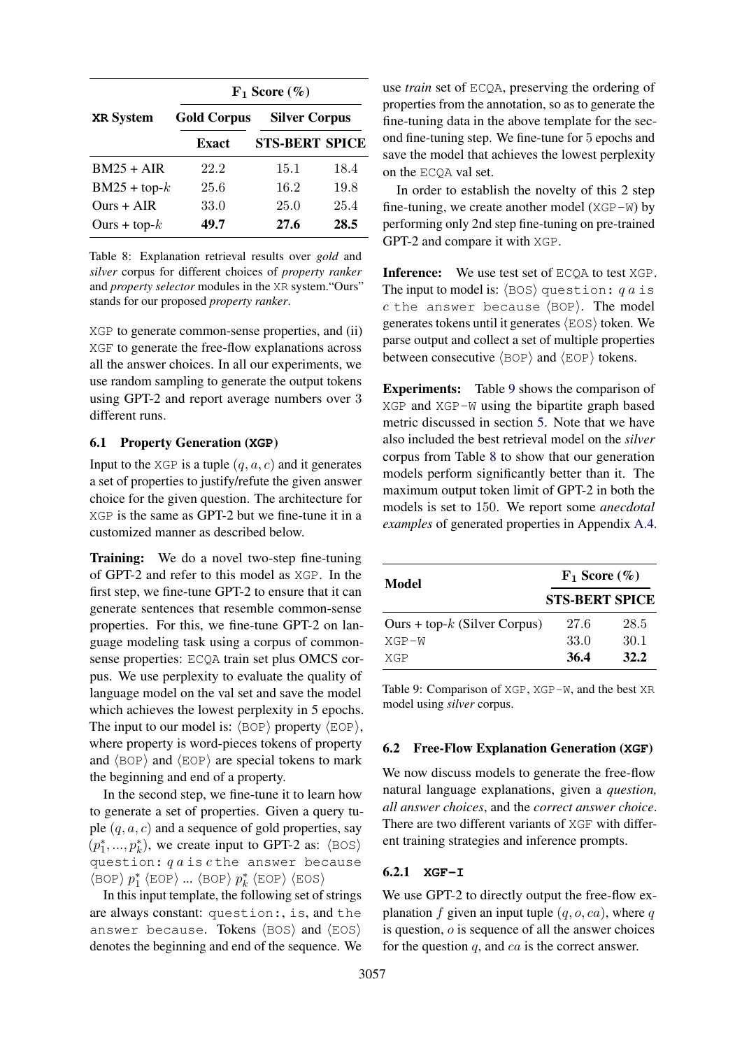| **XR** System | $\mathbf{F_1}$ **Score (%)** | | |
|---|---|---|---|
| | **Gold Corpus** | **Silver Corpus** | |
| | **Exact** | **STS-BERT** | **SPICE** |
| BM25 + AIR | 22.2 | 15.1 | 18.4 |
| BM25 + top-$k$ | 25.6 | 16.2 | 19.8 |
| Ours + AIR | 33.0 | 25.0 | 25.4 |
| Ours + top-$k$ | **49.7** | **27.6** | **28.5** |

Table 8: Explanation retrieval results over *gold* and *silver* corpus for different choices of *property ranker* and *property selector* modules in the XR system."Ours" stands for our proposed *property ranker*.

XGP to generate common-sense properties, and (ii) XGF to generate the free-flow explanations across all the answer choices. In all our experiments, we use random sampling to generate the output tokens using GPT-2 and report average numbers over 3 different runs.

### 6.1 Property Generation (XGP)

Input to the XGP is a tuple $(q, a, c)$ and it generates a set of properties to justify/refute the given answer choice for the given question. The architecture for XGP is the same as GPT-2 but we fine-tune it in a customized manner as described below.

**Training:** We do a novel two-step fine-tuning of GPT-2 and refer to this model as XGP. In the first step, we fine-tune GPT-2 to ensure that it can generate sentences that resemble common-sense properties. For this, we fine-tune GPT-2 on language modeling task using a corpus of common-sense properties: ECQA train set plus OMCS corpus. We use perplexity to evaluate the quality of language model on the val set and save the model which achieves the lowest perplexity in 5 epochs. The input to our model is: ⟨BOP⟩ property ⟨EOP⟩, where property is word-pieces tokens of property and ⟨BOP⟩ and ⟨EOP⟩ are special tokens to mark the beginning and end of a property.

In the second step, we fine-tune it to learn how to generate a set of properties. Given a query tuple $(q, a, c)$ and a sequence of gold properties, say $(p_1^*, ..., p_k^*)$, we create input to GPT-2 as: ⟨BOS⟩ question: $q$ $a$ is $c$ the answer because ⟨BOP⟩ $p_1^*$ ⟨EOP⟩ ... ⟨BOP⟩ $p_k^*$ ⟨EOP⟩ ⟨EOS⟩

In this input template, the following set of strings are always constant: question:, is, and the answer because. Tokens ⟨BOS⟩ and ⟨EOS⟩ denotes the beginning and end of the sequence. We use *train* set of ECQA, preserving the ordering of properties from the annotation, so as to generate the fine-tuning data in the above template for the second fine-tuning step. We fine-tune for 5 epochs and save the model that achieves the lowest perplexity on the ECQA val set.

In order to establish the novelty of this 2 step fine-tuning, we create another model (XGP-W) by performing only 2nd step fine-tuning on pre-trained GPT-2 and compare it with XGP.

**Inference:** We use test set of ECQA to test XGP. The input to model is: ⟨BOS⟩ question: $q$ $a$ is $c$ the answer because ⟨BOP⟩. The model generates tokens until it generates ⟨EOS⟩ token. We parse output and collect a set of multiple properties between consecutive ⟨BOP⟩ and ⟨EOP⟩ tokens.

**Experiments:** Table 9 shows the comparison of XGP and XGP-W using the bipartite graph based metric discussed in section 5. Note that we have also included the best retrieval model on the *silver* corpus from Table 8 to show that our generation models perform significantly better than it. The maximum output token limit of GPT-2 in both the models is set to 150. We report some *anecdotal examples* of generated properties in Appendix A.4.

| **Model** | $\mathbf{F_1}$ **Score (%)** | |
|---|---|---|
| | **STS-BERT** | **SPICE** |
| Ours + top-$k$ (Silver Corpus) | 27.6 | 28.5 |
| XGP-W | 33.0 | 30.1 |
| XGP | **36.4** | **32.2** |

Table 9: Comparison of XGP, XGP-W, and the best XR model using *silver* corpus.

### 6.2 Free-Flow Explanation Generation (XGF)

We now discuss models to generate the free-flow natural language explanations, given a *question, all answer choices*, and the *correct answer choice*. There are two different variants of XGF with different training strategies and inference prompts.

#### 6.2.1 XGF-I

We use GPT-2 to directly output the free-flow explanation $f$ given an input tuple $(q, o, ca)$, where $q$ is question, $o$ is sequence of all the answer choices for the question $q$, and $ca$ is the correct answer.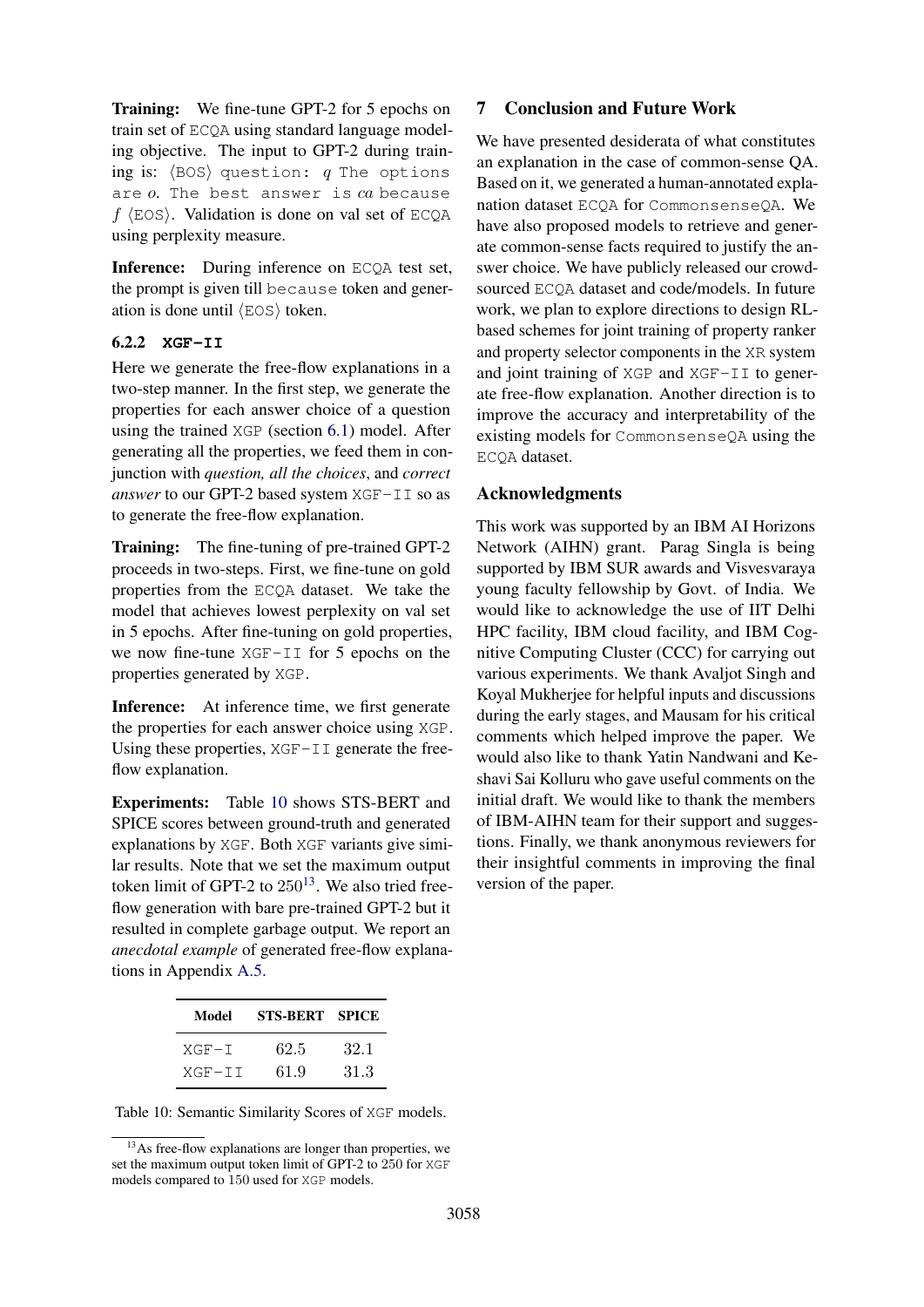**Training:** We fine-tune GPT-2 for 5 epochs on train set of `ECQA` using standard language modeling objective. The input to GPT-2 during training is: ⟨`BOS`⟩ `question:` *q* `The options are` *o*. `The best answer is` *ca* `because` *f* ⟨`EOS`⟩. Validation is done on val set of `ECQA` using perplexity measure.

**Inference:** During inference on `ECQA` test set, the prompt is given till `because` token and generation is done until ⟨`EOS`⟩ token.

#### 6.2.2 XGF-II

Here we generate the free-flow explanations in a two-step manner. In the first step, we generate the properties for each answer choice of a question using the trained `XGP` (section 6.1) model. After generating all the properties, we feed them in conjunction with *question, all the choices*, and *correct answer* to our GPT-2 based system `XGF-II` so as to generate the free-flow explanation.

**Training:** The fine-tuning of pre-trained GPT-2 proceeds in two-steps. First, we fine-tune on gold properties from the `ECQA` dataset. We take the model that achieves lowest perplexity on val set in 5 epochs. After fine-tuning on gold properties, we now fine-tune `XGF-II` for 5 epochs on the properties generated by `XGP`.

**Inference:** At inference time, we first generate the properties for each answer choice using `XGP`. Using these properties, `XGF-II` generate the free-flow explanation.

**Experiments:** Table 10 shows STS-BERT and SPICE scores between ground-truth and generated explanations by `XGF`. Both `XGF` variants give similar results. Note that we set the maximum output token limit of GPT-2 to 250[13]. We also tried free-flow generation with bare pre-trained GPT-2 but it resulted in complete garbage output. We report an *anecdotal example* of generated free-flow explanations in Appendix A.5.

| Model | STS-BERT | SPICE |
|---|---|---|
| XGF-I | 62.5 | 32.1 |
| XGF-II | 61.9 | 31.3 |

Table 10: Semantic Similarity Scores of `XGF` models.

[13] As free-flow explanations are longer than properties, we set the maximum output token limit of GPT-2 to 250 for `XGF` models compared to 150 used for `XGP` models.

## 7 Conclusion and Future Work

We have presented desiderata of what constitutes an explanation in the case of common-sense QA. Based on it, we generated a human-annotated explanation dataset `ECQA` for `CommonsenseQA`. We have also proposed models to retrieve and generate common-sense facts required to justify the answer choice. We have publicly released our crowdsourced `ECQA` dataset and code/models. In future work, we plan to explore directions to design RL-based schemes for joint training of property ranker and property selector components in the `XR` system and joint training of `XGP` and `XGF-II` to generate free-flow explanation. Another direction is to improve the accuracy and interpretability of the existing models for `CommonsenseQA` using the `ECQA` dataset.

## Acknowledgments

This work was supported by an IBM AI Horizons Network (AIHN) grant. Parag Singla is being supported by IBM SUR awards and Visvesvaraya young faculty fellowship by Govt. of India. We would like to acknowledge the use of IIT Delhi HPC facility, IBM cloud facility, and IBM Cognitive Computing Cluster (CCC) for carrying out various experiments. We thank Avaljot Singh and Koyal Mukherjee for helpful inputs and discussions during the early stages, and Mausam for his critical comments which helped improve the paper. We would also like to thank Yatin Nandwani and Keshavi Sai Kolluru who gave useful comments on the initial draft. We would like to thank the members of IBM-AIHN team for their support and suggestions. Finally, we thank anonymous reviewers for their insightful comments in improving the final version of the paper.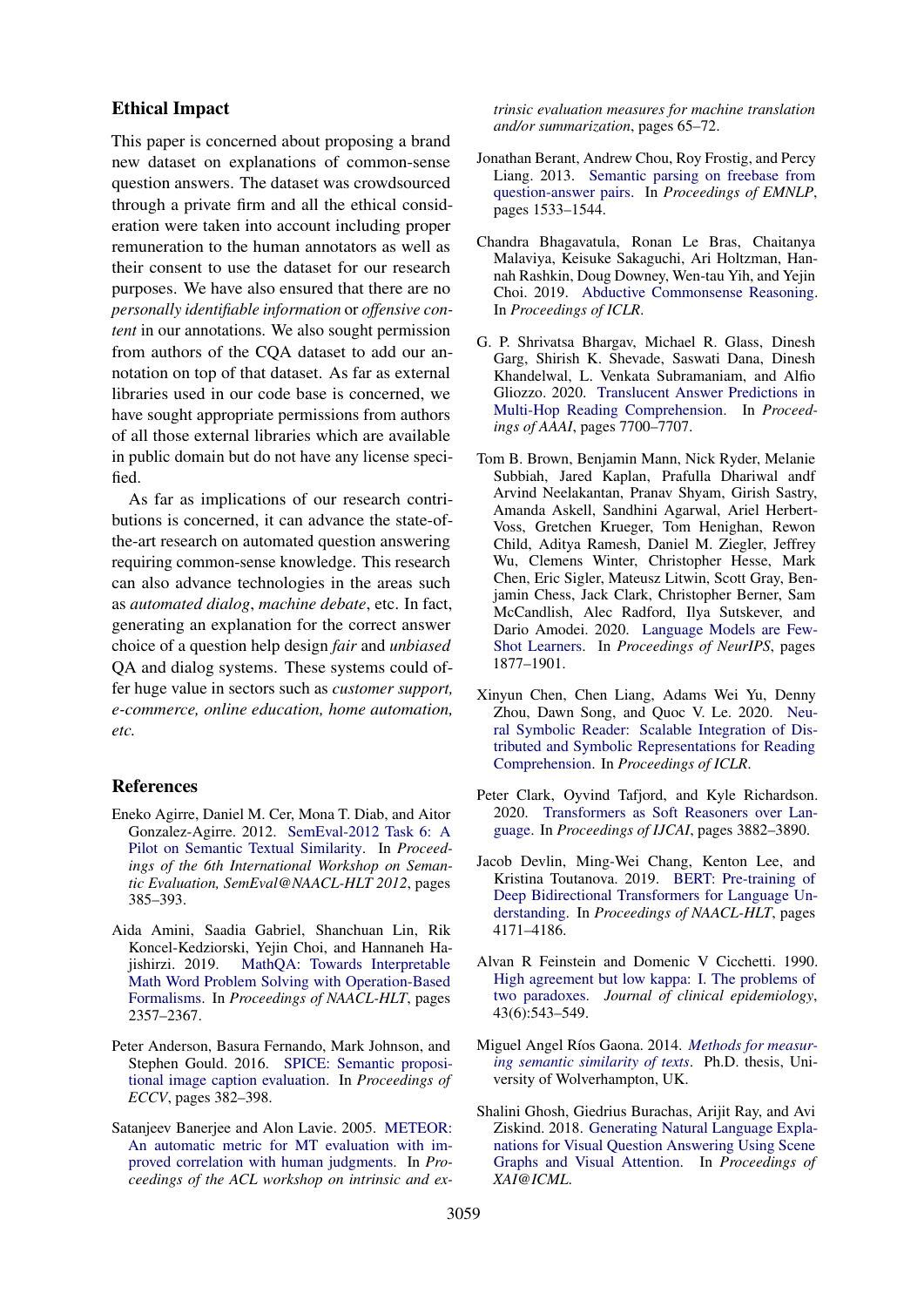## Ethical Impact

This paper is concerned about proposing a brand new dataset on explanations of common-sense question answers. The dataset was crowdsourced through a private firm and all the ethical consideration were taken into account including proper remuneration to the human annotators as well as their consent to use the dataset for our research purposes. We have also ensured that there are no *personally identifiable information* or *offensive content* in our annotations. We also sought permission from authors of the CQA dataset to add our annotation on top of that dataset. As far as external libraries used in our code base is concerned, we have sought appropriate permissions from authors of all those external libraries which are available in public domain but do not have any license specified.

As far as implications of our research contributions is concerned, it can advance the state-of-the-art research on automated question answering requiring common-sense knowledge. This research can also advance technologies in the areas such as *automated dialog*, *machine debate*, etc. In fact, generating an explanation for the correct answer choice of a question help design *fair* and *unbiased* QA and dialog systems. These systems could offer huge value in sectors such as *customer support, e-commerce, online education, home automation, etc.*

## References

Eneko Agirre, Daniel M. Cer, Mona T. Diab, and Aitor Gonzalez-Agirre. 2012. SemEval-2012 Task 6: A Pilot on Semantic Textual Similarity. In *Proceedings of the 6th International Workshop on Semantic Evaluation, SemEval@NAACL-HLT 2012*, pages 385–393.

Aida Amini, Saadia Gabriel, Shanchuan Lin, Rik Koncel-Kedziorski, Yejin Choi, and Hannaneh Hajishirzi. 2019. MathQA: Towards Interpretable Math Word Problem Solving with Operation-Based Formalisms. In *Proceedings of NAACL-HLT*, pages 2357–2367.

Peter Anderson, Basura Fernando, Mark Johnson, and Stephen Gould. 2016. SPICE: Semantic propositional image caption evaluation. In *Proceedings of ECCV*, pages 382–398.

Satanjeev Banerjee and Alon Lavie. 2005. METEOR: An automatic metric for MT evaluation with improved correlation with human judgments. In *Proceedings of the ACL workshop on intrinsic and extrinsic evaluation measures for machine translation and/or summarization*, pages 65–72.

Jonathan Berant, Andrew Chou, Roy Frostig, and Percy Liang. 2013. Semantic parsing on freebase from question-answer pairs. In *Proceedings of EMNLP*, pages 1533–1544.

Chandra Bhagavatula, Ronan Le Bras, Chaitanya Malaviya, Keisuke Sakaguchi, Ari Holtzman, Hannah Rashkin, Doug Downey, Wen-tau Yih, and Yejin Choi. 2019. Abductive Commonsense Reasoning. In *Proceedings of ICLR*.

G. P. Shrivatsa Bhargav, Michael R. Glass, Dinesh Garg, Shirish K. Shevade, Saswati Dana, Dinesh Khandelwal, L. Venkata Subramaniam, and Alfio Gliozzo. 2020. Translucent Answer Predictions in Multi-Hop Reading Comprehension. In *Proceedings of AAAI*, pages 7700–7707.

Tom B. Brown, Benjamin Mann, Nick Ryder, Melanie Subbiah, Jared Kaplan, Prafulla Dhariwal andf Arvind Neelakantan, Pranav Shyam, Girish Sastry, Amanda Askell, Sandhini Agarwal, Ariel Herbert-Voss, Gretchen Krueger, Tom Henighan, Rewon Child, Aditya Ramesh, Daniel M. Ziegler, Jeffrey Wu, Clemens Winter, Christopher Hesse, Mark Chen, Eric Sigler, Mateusz Litwin, Scott Gray, Benjamin Chess, Jack Clark, Christopher Berner, Sam McCandlish, Alec Radford, Ilya Sutskever, and Dario Amodei. 2020. Language Models are Few-Shot Learners. In *Proceedings of NeurIPS*, pages 1877–1901.

Xinyun Chen, Chen Liang, Adams Wei Yu, Denny Zhou, Dawn Song, and Quoc V. Le. 2020. Neural Symbolic Reader: Scalable Integration of Distributed and Symbolic Representations for Reading Comprehension. In *Proceedings of ICLR*.

Peter Clark, Oyvind Tafjord, and Kyle Richardson. 2020. Transformers as Soft Reasoners over Language. In *Proceedings of IJCAI*, pages 3882–3890.

Jacob Devlin, Ming-Wei Chang, Kenton Lee, and Kristina Toutanova. 2019. BERT: Pre-training of Deep Bidirectional Transformers for Language Understanding. In *Proceedings of NAACL-HLT*, pages 4171–4186.

Alvan R Feinstein and Domenic V Cicchetti. 1990. High agreement but low kappa: I. The problems of two paradoxes. *Journal of clinical epidemiology*, 43(6):543–549.

Miguel Angel Ríos Gaona. 2014. *Methods for measuring semantic similarity of texts*. Ph.D. thesis, University of Wolverhampton, UK.

Shalini Ghosh, Giedrius Burachas, Arijit Ray, and Avi Ziskind. 2018. Generating Natural Language Explanations for Visual Question Answering Using Scene Graphs and Visual Attention. In *Proceedings of XAI@ICML*.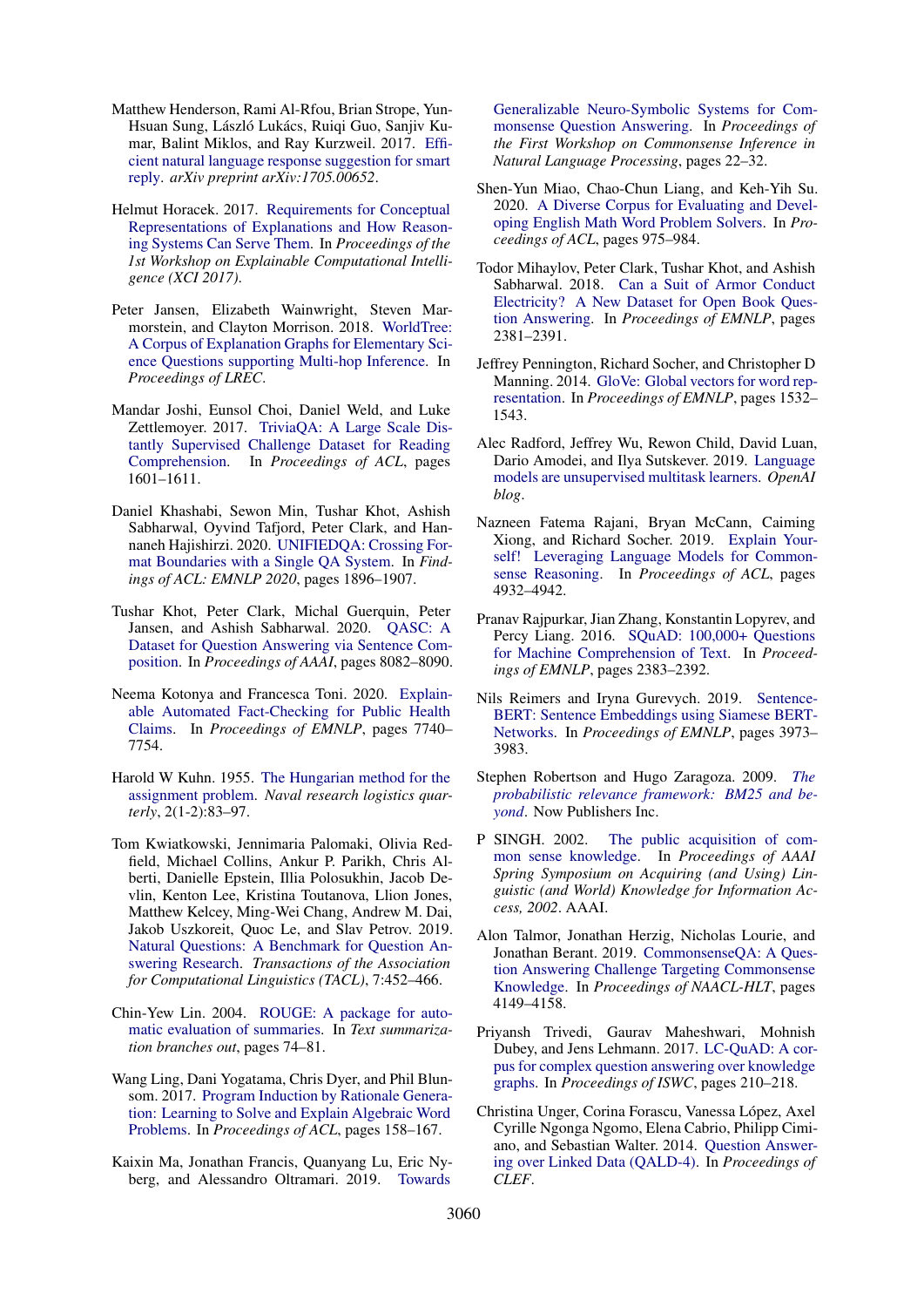Matthew Henderson, Rami Al-Rfou, Brian Strope, Yun-Hsuan Sung, László Lukács, Ruiqi Guo, Sanjiv Kumar, Balint Miklos, and Ray Kurzweil. 2017. Efficient natural language response suggestion for smart reply. *arXiv preprint arXiv:1705.00652*.

Helmut Horacek. 2017. Requirements for Conceptual Representations of Explanations and How Reasoning Systems Can Serve Them. In *Proceedings of the 1st Workshop on Explainable Computational Intelligence (XCI 2017)*.

Peter Jansen, Elizabeth Wainwright, Steven Marmorstein, and Clayton Morrison. 2018. WorldTree: A Corpus of Explanation Graphs for Elementary Science Questions supporting Multi-hop Inference. In *Proceedings of LREC*.

Mandar Joshi, Eunsol Choi, Daniel Weld, and Luke Zettlemoyer. 2017. TriviaQA: A Large Scale Distantly Supervised Challenge Dataset for Reading Comprehension. In *Proceedings of ACL*, pages 1601–1611.

Daniel Khashabi, Sewon Min, Tushar Khot, Ashish Sabharwal, Oyvind Tafjord, Peter Clark, and Hannaneh Hajishirzi. 2020. UNIFIEDQA: Crossing Format Boundaries with a Single QA System. In *Findings of ACL: EMNLP 2020*, pages 1896–1907.

Tushar Khot, Peter Clark, Michal Guerquin, Peter Jansen, and Ashish Sabharwal. 2020. QASC: A Dataset for Question Answering via Sentence Composition. In *Proceedings of AAAI*, pages 8082–8090.

Neema Kotonya and Francesca Toni. 2020. Explainable Automated Fact-Checking for Public Health Claims. In *Proceedings of EMNLP*, pages 7740–7754.

Harold W Kuhn. 1955. The Hungarian method for the assignment problem. *Naval research logistics quarterly*, 2(1-2):83–97.

Tom Kwiatkowski, Jennimaria Palomaki, Olivia Redfield, Michael Collins, Ankur P. Parikh, Chris Alberti, Danielle Epstein, Illia Polosukhin, Jacob Devlin, Kenton Lee, Kristina Toutanova, Llion Jones, Matthew Kelcey, Ming-Wei Chang, Andrew M. Dai, Jakob Uszkoreit, Quoc Le, and Slav Petrov. 2019. Natural Questions: A Benchmark for Question Answering Research. *Transactions of the Association for Computational Linguistics (TACL)*, 7:452–466.

Chin-Yew Lin. 2004. ROUGE: A package for automatic evaluation of summaries. In *Text summarization branches out*, pages 74–81.

Wang Ling, Dani Yogatama, Chris Dyer, and Phil Blunsom. 2017. Program Induction by Rationale Generation: Learning to Solve and Explain Algebraic Word Problems. In *Proceedings of ACL*, pages 158–167.

Kaixin Ma, Jonathan Francis, Quanyang Lu, Eric Nyberg, and Alessandro Oltramari. 2019. Towards Generalizable Neuro-Symbolic Systems for Commonsense Question Answering. In *Proceedings of the First Workshop on Commonsense Inference in Natural Language Processing*, pages 22–32.

Shen-Yun Miao, Chao-Chun Liang, and Keh-Yih Su. 2020. A Diverse Corpus for Evaluating and Developing English Math Word Problem Solvers. In *Proceedings of ACL*, pages 975–984.

Todor Mihaylov, Peter Clark, Tushar Khot, and Ashish Sabharwal. 2018. Can a Suit of Armor Conduct Electricity? A New Dataset for Open Book Question Answering. In *Proceedings of EMNLP*, pages 2381–2391.

Jeffrey Pennington, Richard Socher, and Christopher D Manning. 2014. GloVe: Global vectors for word representation. In *Proceedings of EMNLP*, pages 1532–1543.

Alec Radford, Jeffrey Wu, Rewon Child, David Luan, Dario Amodei, and Ilya Sutskever. 2019. Language models are unsupervised multitask learners. *OpenAI blog*.

Nazneen Fatema Rajani, Bryan McCann, Caiming Xiong, and Richard Socher. 2019. Explain Yourself! Leveraging Language Models for Commonsense Reasoning. In *Proceedings of ACL*, pages 4932–4942.

Pranav Rajpurkar, Jian Zhang, Konstantin Lopyrev, and Percy Liang. 2016. SQuAD: 100,000+ Questions for Machine Comprehension of Text. In *Proceedings of EMNLP*, pages 2383–2392.

Nils Reimers and Iryna Gurevych. 2019. Sentence-BERT: Sentence Embeddings using Siamese BERT-Networks. In *Proceedings of EMNLP*, pages 3973–3983.

Stephen Robertson and Hugo Zaragoza. 2009. *The probabilistic relevance framework: BM25 and beyond*. Now Publishers Inc.

P SINGH. 2002. The public acquisition of common sense knowledge. In *Proceedings of AAAI Spring Symposium on Acquiring (and Using) Linguistic (and World) Knowledge for Information Access, 2002*. AAAI.

Alon Talmor, Jonathan Herzig, Nicholas Lourie, and Jonathan Berant. 2019. CommonsenseQA: A Question Answering Challenge Targeting Commonsense Knowledge. In *Proceedings of NAACL-HLT*, pages 4149–4158.

Priyansh Trivedi, Gaurav Maheshwari, Mohnish Dubey, and Jens Lehmann. 2017. LC-QuAD: A corpus for complex question answering over knowledge graphs. In *Proceedings of ISWC*, pages 210–218.

Christina Unger, Corina Forascu, Vanessa López, Axel Cyrille Ngonga Ngomo, Elena Cabrio, Philipp Cimiano, and Sebastian Walter. 2014. Question Answering over Linked Data (QALD-4). In *Proceedings of CLEF*.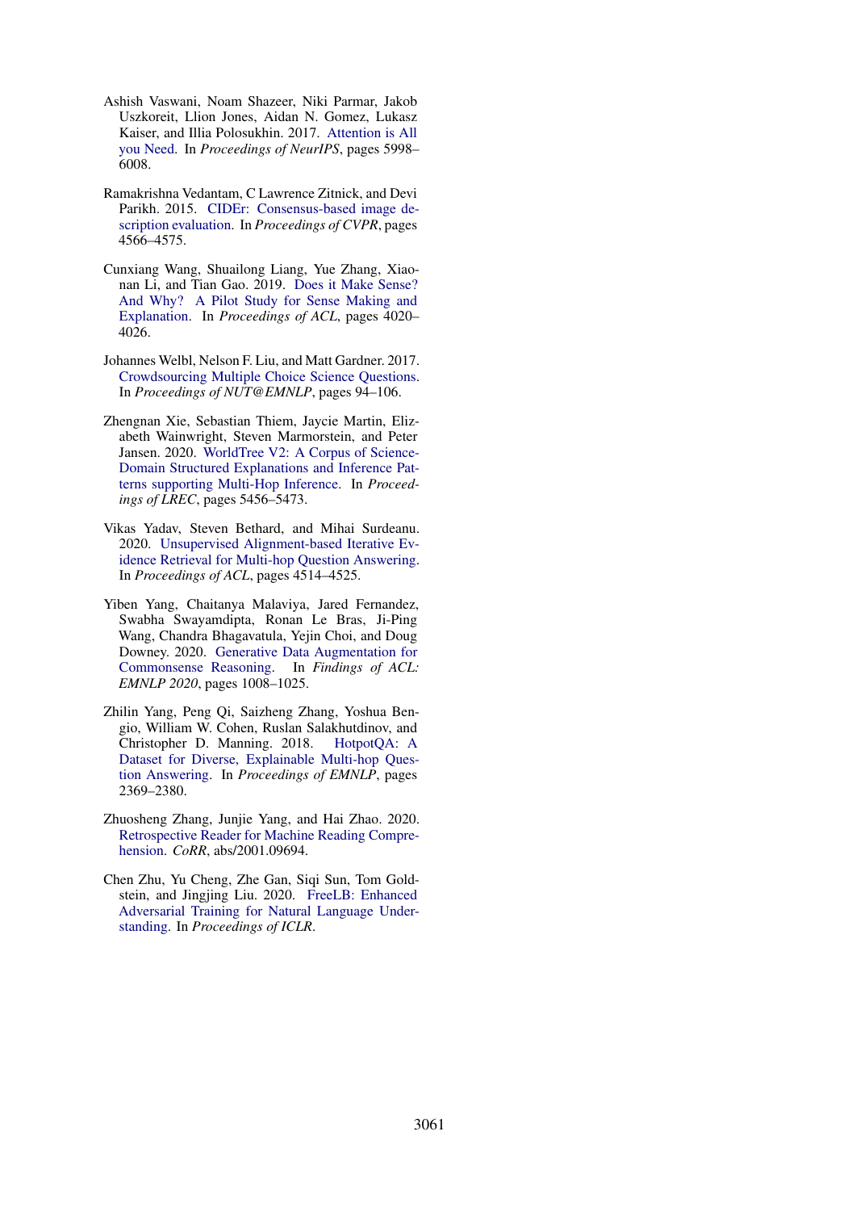Ashish Vaswani, Noam Shazeer, Niki Parmar, Jakob Uszkoreit, Llion Jones, Aidan N. Gomez, Lukasz Kaiser, and Illia Polosukhin. 2017. Attention is All you Need. In *Proceedings of NeurIPS*, pages 5998–6008.

Ramakrishna Vedantam, C Lawrence Zitnick, and Devi Parikh. 2015. CIDEr: Consensus-based image description evaluation. In *Proceedings of CVPR*, pages 4566–4575.

Cunxiang Wang, Shuailong Liang, Yue Zhang, Xiaonan Li, and Tian Gao. 2019. Does it Make Sense? And Why? A Pilot Study for Sense Making and Explanation. In *Proceedings of ACL*, pages 4020–4026.

Johannes Welbl, Nelson F. Liu, and Matt Gardner. 2017. Crowdsourcing Multiple Choice Science Questions. In *Proceedings of NUT@EMNLP*, pages 94–106.

Zhengnan Xie, Sebastian Thiem, Jaycie Martin, Elizabeth Wainwright, Steven Marmorstein, and Peter Jansen. 2020. WorldTree V2: A Corpus of Science-Domain Structured Explanations and Inference Patterns supporting Multi-Hop Inference. In *Proceedings of LREC*, pages 5456–5473.

Vikas Yadav, Steven Bethard, and Mihai Surdeanu. 2020. Unsupervised Alignment-based Iterative Evidence Retrieval for Multi-hop Question Answering. In *Proceedings of ACL*, pages 4514–4525.

Yiben Yang, Chaitanya Malaviya, Jared Fernandez, Swabha Swayamdipta, Ronan Le Bras, Ji-Ping Wang, Chandra Bhagavatula, Yejin Choi, and Doug Downey. 2020. Generative Data Augmentation for Commonsense Reasoning. In *Findings of ACL: EMNLP 2020*, pages 1008–1025.

Zhilin Yang, Peng Qi, Saizheng Zhang, Yoshua Bengio, William W. Cohen, Ruslan Salakhutdinov, and Christopher D. Manning. 2018. HotpotQA: A Dataset for Diverse, Explainable Multi-hop Question Answering. In *Proceedings of EMNLP*, pages 2369–2380.

Zhuosheng Zhang, Junjie Yang, and Hai Zhao. 2020. Retrospective Reader for Machine Reading Comprehension. *CoRR*, abs/2001.09694.

Chen Zhu, Yu Cheng, Zhe Gan, Siqi Sun, Tom Goldstein, and Jingjing Liu. 2020. FreeLB: Enhanced Adversarial Training for Natural Language Understanding. In *Proceedings of ICLR*.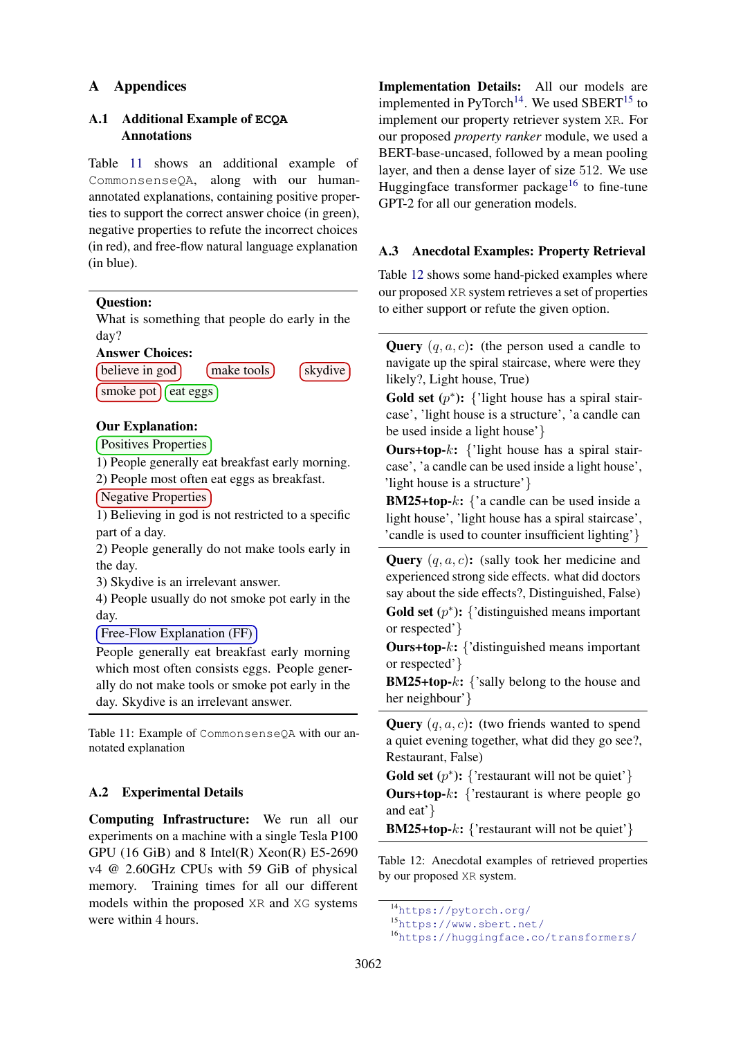# A Appendices

## A.1 Additional Example of ECQA Annotations

Table 11 shows an additional example of CommonsenseQA, along with our human-annotated explanations, containing positive properties to support the correct answer choice (in green), negative properties to refute the incorrect choices (in red), and free-flow natural language explanation (in blue).

**Question:**
What is something that people do early in the day?

**Answer Choices:**
believe in god | make tools | skydive | smoke pot | eat eggs

**Our Explanation:**

Positives Properties

1) People generally eat breakfast early morning.
2) People most often eat eggs as breakfast.

Negative Properties

1) Believing in god is not restricted to a specific part of a day.
2) People generally do not make tools early in the day.
3) Skydive is an irrelevant answer.
4) People usually do not smoke pot early in the day.

Free-Flow Explanation (FF)

People generally eat breakfast early morning which most often consists eggs. People generally do not make tools or smoke pot early in the day. Skydive is an irrelevant answer.

Table 11: Example of CommonsenseQA with our annotated explanation

## A.2 Experimental Details

**Computing Infrastructure:** We run all our experiments on a machine with a single Tesla P100 GPU (16 GiB) and 8 Intel(R) Xeon(R) E5-2690 v4 @ 2.60GHz CPUs with 59 GiB of physical memory. Training times for all our different models within the proposed XR and XG systems were within 4 hours.

**Implementation Details:** All our models are implemented in PyTorch[14]. We used SBERT[15] to implement our property retriever system XR. For our proposed *property ranker* module, we used a BERT-base-uncased, followed by a mean pooling layer, and then a dense layer of size 512. We use Huggingface transformer package[16] to fine-tune GPT-2 for all our generation models.

## A.3 Anecdotal Examples: Property Retrieval

Table 12 shows some hand-picked examples where our proposed XR system retrieves a set of properties to either support or refute the given option.

**Query** $(q, a, c)$**:** (the person used a candle to navigate up the spiral staircase, where were they likely?, Light house, True)
**Gold set** $(p^*)$**:** {'light house has a spiral staircase', 'light house is a structure', 'a candle can be used inside a light house'}
**Ours+top-**$k$**:** {'light house has a spiral staircase', 'a candle can be used inside a light house', 'light house is a structure'}
**BM25+top-**$k$**:** {'a candle can be used inside a light house', 'light house has a spiral staircase', 'candle is used to counter insufficient lighting'}

**Query** $(q, a, c)$**:** (sally took her medicine and experienced strong side effects. what did doctors say about the side effects?, Distinguished, False)
**Gold set** $(p^*)$**:** {'distinguished means important or respected'}
**Ours+top-**$k$**:** {'distinguished means important or respected'}
**BM25+top-**$k$**:** {'sally belong to the house and her neighbour'}

**Query** $(q, a, c)$**:** (two friends wanted to spend a quiet evening together, what did they go see?, Restaurant, False)
**Gold set** $(p^*)$**:** {'restaurant will not be quiet'}
**Ours+top-**$k$**:** {'restaurant is where people go and eat'}
**BM25+top-**$k$**:** {'restaurant will not be quiet'}

Table 12: Anecdotal examples of retrieved properties by our proposed XR system.

[14] https://pytorch.org/
[15] https://www.sbert.net/
[16] https://huggingface.co/transformers/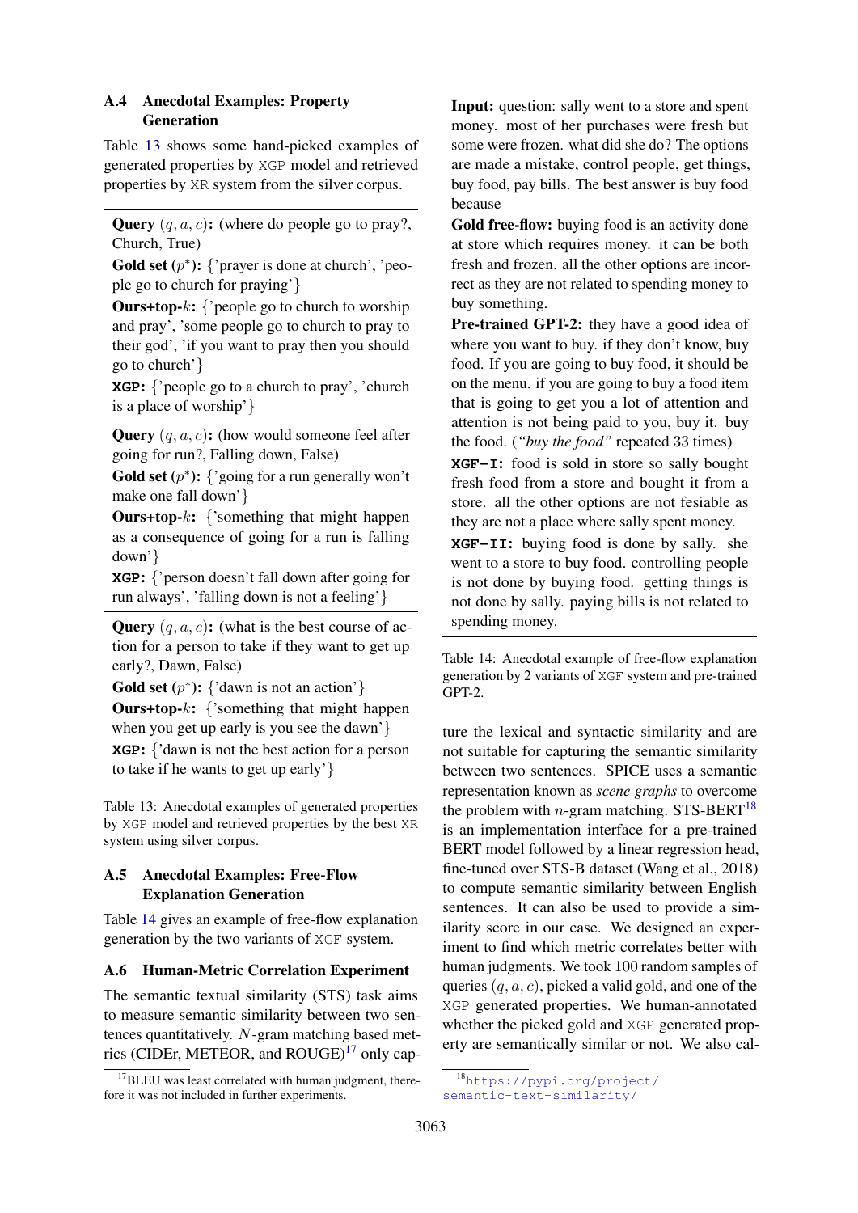### A.4 Anecdotal Examples: Property Generation

Table 13 shows some hand-picked examples of generated properties by XGP model and retrieved properties by XR system from the silver corpus.

**Query** $(q, a, c)$**:** (where do people go to pray?, Church, True)
**Gold set** $(p^*)$**:** {'prayer is done at church', 'people go to church for praying'}
**Ours+top-**$k$**:** {'people go to church to worship and pray', 'some people go to church to pray to their god', 'if you want to pray then you should go to church'}
**XGP:** {'people go to a church to pray', 'church is a place of worship'}

**Query** $(q, a, c)$**:** (how would someone feel after going for run?, Falling down, False)
**Gold set** $(p^*)$**:** {'going for a run generally won't make one fall down'}
**Ours+top-**$k$**:** {'something that might happen as a consequence of going for a run is falling down'}
**XGP:** {'person doesn't fall down after going for run always', 'falling down is not a feeling'}

**Query** $(q, a, c)$**:** (what is the best course of action for a person to take if they want to get up early?, Dawn, False)
**Gold set** $(p^*)$**:** {'dawn is not an action'}
**Ours+top-**$k$**:** {'something that might happen when you get up early is you see the dawn'}
**XGP:** {'dawn is not the best action for a person to take if he wants to get up early'}

Table 13: Anecdotal examples of generated properties by XGP model and retrieved properties by the best XR system using silver corpus.

### A.5 Anecdotal Examples: Free-Flow Explanation Generation

Table 14 gives an example of free-flow explanation generation by the two variants of XGF system.

**Input:** question: sally went to a store and spent money. most of her purchases were fresh but some were frozen. what did she do? The options are made a mistake, control people, get things, buy food, pay bills. The best answer is buy food because
**Gold free-flow:** buying food is an activity done at store which requires money. it can be both fresh and frozen. all the other options are incorrect as they are not related to spending money to buy something.
**Pre-trained GPT-2:** they have a good idea of where you want to buy. if they don't know, buy food. If you are going to buy food, it should be on the menu. if you are going to buy a food item that is going to get you a lot of attention and attention is not being paid to you, buy it. buy the food. (*"buy the food"* repeated 33 times)
**XGF-I:** food is sold in store so sally bought fresh food from a store and bought it from a store. all the other options are not fesiable as they are not a place where sally spent money.
**XGF-II:** buying food is done by sally. she went to a store to buy food. controlling people is not done by buying food. getting things is not done by sally. paying bills is not related to spending money.

Table 14: Anecdotal example of free-flow explanation generation by 2 variants of XGF system and pre-trained GPT-2.

### A.6 Human-Metric Correlation Experiment

The semantic textual similarity (STS) task aims to measure semantic similarity between two sentences quantitatively. $N$-gram matching based metrics (CIDEr, METEOR, and ROUGE)[17] only capture the lexical and syntactic similarity and are not suitable for capturing the semantic similarity between two sentences. SPICE uses a semantic representation known as *scene graphs* to overcome the problem with $n$-gram matching. STS-BERT[18] is an implementation interface for a pre-trained BERT model followed by a linear regression head, fine-tuned over STS-B dataset (Wang et al., 2018) to compute semantic similarity between English sentences. It can also be used to provide a similarity score in our case. We designed an experiment to find which metric correlates better with human judgments. We took 100 random samples of queries $(q, a, c)$, picked a valid gold, and one of the XGP generated properties. We human-annotated whether the picked gold and XGP generated property are semantically similar or not. We also cal-

[17] BLEU was least correlated with human judgment, therefore it was not included in further experiments.

[18] https://pypi.org/project/semantic-text-similarity/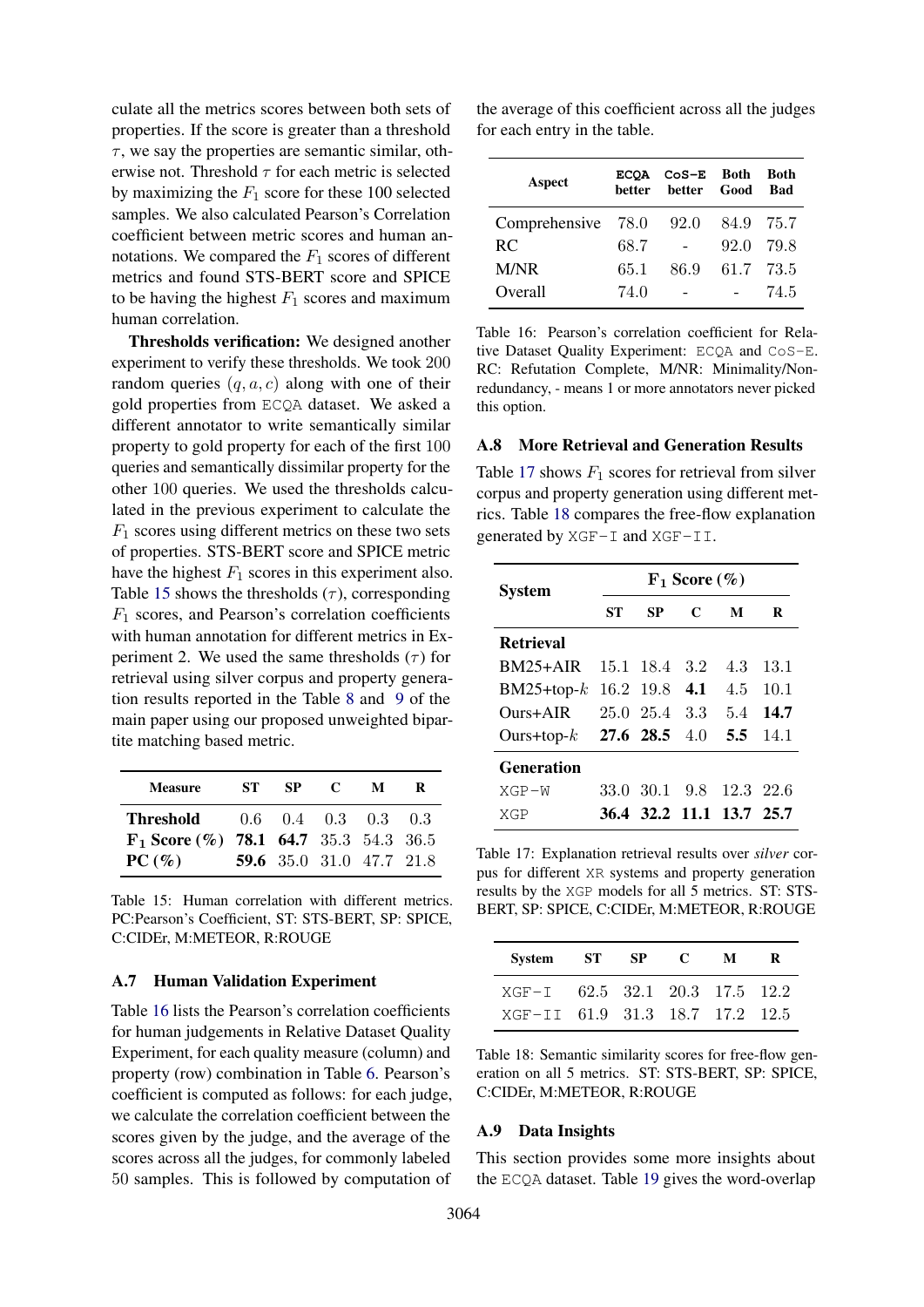culate all the metrics scores between both sets of properties. If the score is greater than a threshold $\tau$, we say the properties are semantic similar, otherwise not. Threshold $\tau$ for each metric is selected by maximizing the $F_1$ score for these 100 selected samples. We also calculated Pearson's Correlation coefficient between metric scores and human annotations. We compared the $F_1$ scores of different metrics and found STS-BERT score and SPICE to be having the highest $F_1$ scores and maximum human correlation.

**Thresholds verification:** We designed another experiment to verify these thresholds. We took 200 random queries $(q, a, c)$ along with one of their gold properties from ECQA dataset. We asked a different annotator to write semantically similar property to gold property for each of the first 100 queries and semantically dissimilar property for the other 100 queries. We used the thresholds calculated in the previous experiment to calculate the $F_1$ scores using different metrics on these two sets of properties. STS-BERT score and SPICE metric have the highest $F_1$ scores in this experiment also. Table 15 shows the thresholds ($\tau$), corresponding $F_1$ scores, and Pearson's correlation coefficients with human annotation for different metrics in Experiment 2. We used the same thresholds ($\tau$) for retrieval using silver corpus and property generation results reported in the Table 8 and 9 of the main paper using our proposed unweighted bipartite matching based metric.

| Measure | ST | SP | C | M | R |
|---|---|---|---|---|---|
| **Threshold** | 0.6 | 0.4 | 0.3 | 0.3 | 0.3 |
| **$F_1$ Score (%)** | **78.1** | **64.7** | 35.3 | 54.3 | 36.5 |
| **PC (%)** | **59.6** | 35.0 | 31.0 | 47.7 | 21.8 |

Table 15: Human correlation with different metrics. PC:Pearson's Coefficient, ST: STS-BERT, SP: SPICE, C:CIDEr, M:METEOR, R:ROUGE

## A.7 Human Validation Experiment

Table 16 lists the Pearson's correlation coefficients for human judgements in Relative Dataset Quality Experiment, for each quality measure (column) and property (row) combination in Table 6. Pearson's coefficient is computed as follows: for each judge, we calculate the correlation coefficient between the scores given by the judge, and the average of the scores across all the judges, for commonly labeled 50 samples. This is followed by computation of the average of this coefficient across all the judges for each entry in the table.

| Aspect | ECQA better | CoS-E better | Both Good | Both Bad |
|---|---|---|---|---|
| Comprehensive | 78.0 | 92.0 | 84.9 | 75.7 |
| RC | 68.7 | - | 92.0 | 79.8 |
| M/NR | 65.1 | 86.9 | 61.7 | 73.5 |
| Overall | 74.0 | - | - | 74.5 |

Table 16: Pearson's correlation coefficient for Relative Dataset Quality Experiment: ECQA and CoS-E. RC: Refutation Complete, M/NR: Minimality/Non-redundancy, - means 1 or more annotators never picked this option.

## A.8 More Retrieval and Generation Results

Table 17 shows $F_1$ scores for retrieval from silver corpus and property generation using different metrics. Table 18 compares the free-flow explanation generated by XGF-I and XGF-II.

| System | $F_1$ Score (%) | | | | |
|---|---|---|---|---|---|
| | ST | SP | C | M | R |
| **Retrieval** | | | | | |
| BM25+AIR | 15.1 | 18.4 | 3.2 | 4.3 | 13.1 |
| BM25+top-$k$ | 16.2 | 19.8 | **4.1** | 4.5 | 10.1 |
| Ours+AIR | 25.0 | 25.4 | 3.3 | 5.4 | **14.7** |
| Ours+top-$k$ | **27.6** | **28.5** | 4.0 | **5.5** | 14.1 |
| **Generation** | | | | | |
| XGP-W | 33.0 | 30.1 | 9.8 | 12.3 | 22.6 |
| XGP | **36.4** | **32.2** | **11.1** | **13.7** | **25.7** |

Table 17: Explanation retrieval results over *silver* corpus for different XR systems and property generation results by the XGP models for all 5 metrics. ST: STS-BERT, SP: SPICE, C:CIDEr, M:METEOR, R:ROUGE

| System | ST | SP | C | M | R |
|---|---|---|---|---|---|
| XGF-I | 62.5 | 32.1 | 20.3 | 17.5 | 12.2 |
| XGF-II | 61.9 | 31.3 | 18.7 | 17.2 | 12.5 |

Table 18: Semantic similarity scores for free-flow generation on all 5 metrics. ST: STS-BERT, SP: SPICE, C:CIDEr, M:METEOR, R:ROUGE

## A.9 Data Insights

This section provides some more insights about the ECQA dataset. Table 19 gives the word-overlap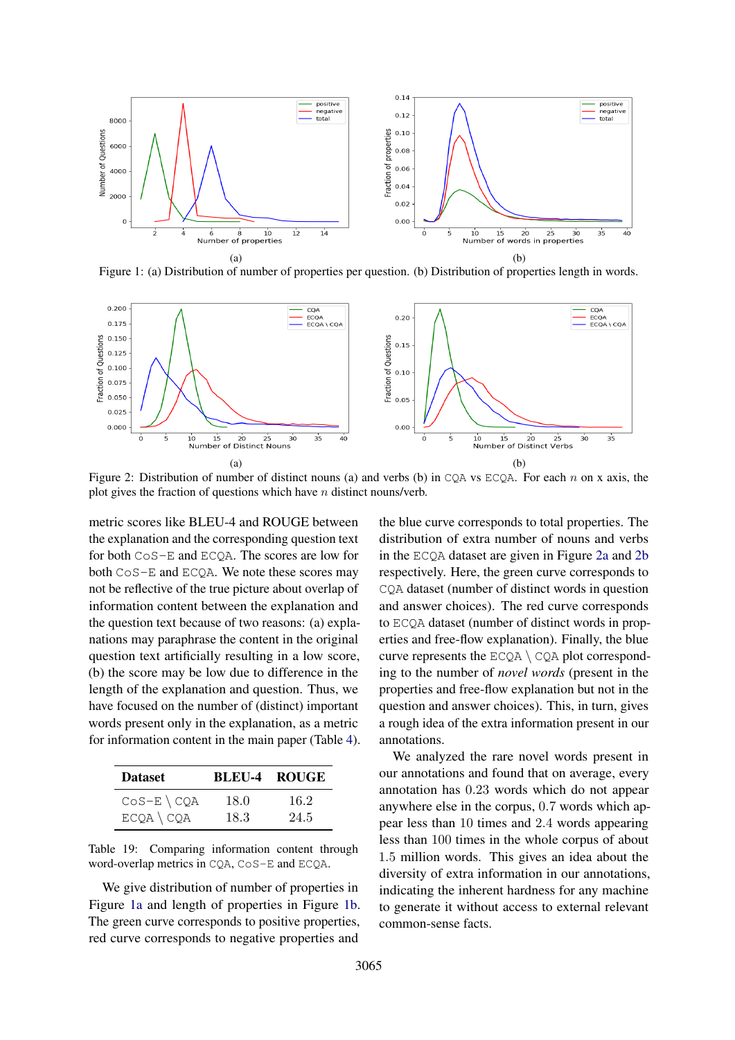8000
6000
4000
2000
0
Number of Questions
2 4 6 8 10 12 14
Number of properties
positive
negative
total

(a)

0.14
0.12
0.10
0.08
0.06
0.04
0.02
0.00
Fraction of properties
0 5 10 15 20 25 30 35 40
Number of words in properties
positive
negative
total

(b)

Figure 1: (a) Distribution of number of properties per question. (b) Distribution of properties length in words.

0.200
0.175
0.150
0.125
0.100
0.075
0.050
0.025
0.000
Fraction of Questions
0 5 10 15 20 25 30 35 40
Number of Distinct Nouns
CQA
ECQA
ECQA \ CQA

(a)

0.20
0.15
0.10
0.05
0.00
Fraction of Questions
0 5 10 15 20 25 30 35
Number of Distinct Verbs
CQA
ECQA
ECQA \ CQA

(b)

Figure 2: Distribution of number of distinct nouns (a) and verbs (b) in CQA vs ECQA. For each $n$ on x axis, the plot gives the fraction of questions which have $n$ distinct nouns/verb.

metric scores like BLEU-4 and ROUGE between the explanation and the corresponding question text for both CoS-E and ECQA. The scores are low for both CoS-E and ECQA. We note these scores may not be reflective of the true picture about overlap of information content between the explanation and the question text because of two reasons: (a) explanations may paraphrase the content in the original question text artificially resulting in a low score, (b) the score may be low due to difference in the length of the explanation and question. Thus, we have focused on the number of (distinct) important words present only in the explanation, as a metric for information content in the main paper (Table 4).

| Dataset | BLEU-4 | ROUGE |
|---|---|---|
| CoS-E \ CQA | 18.0 | 16.2 |
| ECQA \ CQA | 18.3 | 24.5 |

Table 19: Comparing information content through word-overlap metrics in CQA, CoS-E and ECQA.

We give distribution of number of properties in Figure 1a and length of properties in Figure 1b. The green curve corresponds to positive properties, red curve corresponds to negative properties and the blue curve corresponds to total properties. The distribution of extra number of nouns and verbs in the ECQA dataset are given in Figure 2a and 2b respectively. Here, the green curve corresponds to CQA dataset (number of distinct words in question and answer choices). The red curve corresponds to ECQA dataset (number of distinct words in properties and free-flow explanation). Finally, the blue curve represents the ECQA \ CQA plot corresponding to the number of *novel words* (present in the properties and free-flow explanation but not in the question and answer choices). This, in turn, gives a rough idea of the extra information present in our annotations.

We analyzed the rare novel words present in our annotations and found that on average, every annotation has 0.23 words which do not appear anywhere else in the corpus, 0.7 words which appear less than 10 times and 2.4 words appearing less than 100 times in the whole corpus of about 1.5 million words. This gives an idea about the diversity of extra information in our annotations, indicating the inherent hardness for any machine to generate it without access to external relevant common-sense facts.